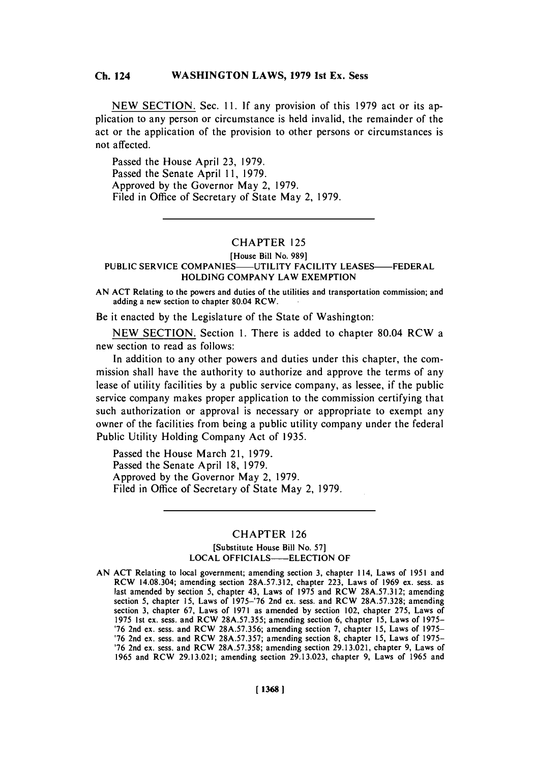NEW SECTION. Sec. 11. If any provision of this 1979 act or its application to any person or circumstance is held invalid, the remainder of the act or the application of the provision to other persons or circumstances is not affected.

Passed the House April 23, 1979.
Passed the Senate April 11, 1979.
Approved by the Governor May 2, 1979.
Filed in Office of Secretary of State May 2, 1979.

---

## CHAPTER 125

[House Bill No. 989]

### PUBLIC SERVICE COMPANIES——UTILITY FACILITY LEASES——FEDERAL HOLDING COMPANY LAW EXEMPTION

AN ACT Relating to the powers and duties of the utilities and transportation commission; and adding a new section to chapter 80.04 RCW.

Be it enacted by the Legislature of the State of Washington:

NEW SECTION. Section 1. There is added to chapter 80.04 RCW a new section to read as follows:

In addition to any other powers and duties under this chapter, the commission shall have the authority to authorize and approve the terms of any lease of utility facilities by a public service company, as lessee, if the public service company makes proper application to the commission certifying that such authorization or approval is necessary or appropriate to exempt any owner of the facilities from being a public utility company under the federal Public Utility Holding Company Act of 1935.

Passed the House March 21, 1979.
Passed the Senate April 18, 1979.
Approved by the Governor May 2, 1979.
Filed in Office of Secretary of State May 2, 1979.

---

## CHAPTER 126

[Substitute House Bill No. 57]

### LOCAL OFFICIALS——ELECTION OF

AN ACT Relating to local government; amending section 3, chapter 114, Laws of 1951 and RCW 14.08.304; amending section 28A.57.312, chapter 223, Laws of 1969 ex. sess. as last amended by section 5, chapter 43, Laws of 1975 and RCW 28A.57.312; amending section 5, chapter 15, Laws of 1975–'76 2nd ex. sess. and RCW 28A.57.328; amending section 3, chapter 67, Laws of 1971 as amended by section 102, chapter 275, Laws of 1975 1st ex. sess. and RCW 28A.57.355; amending section 6, chapter 15, Laws of 1975–'76 2nd ex. sess. and RCW 28A.57.356; amending section 7, chapter 15, Laws of 1975–'76 2nd ex. sess. and RCW 28A.57.357; amending section 8, chapter 15, Laws of 1975–'76 2nd ex. sess. and RCW 28A.57.358; amending section 29.13.021, chapter 9, Laws of 1965 and RCW 29.13.021; amending section 29.13.023, chapter 9, Laws of 1965 and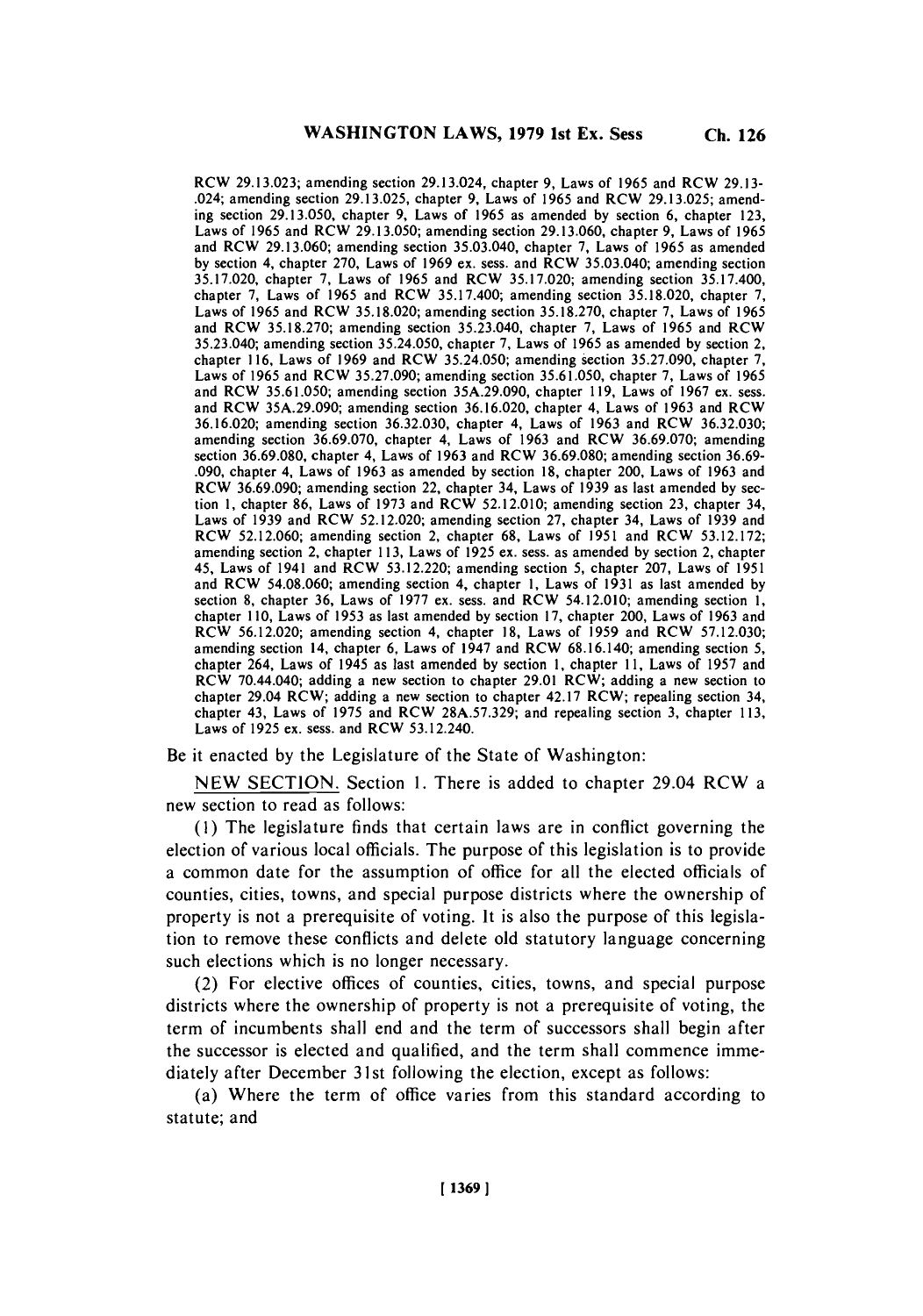RCW 29.13.023; amending section 29.13.024, chapter 9, Laws of 1965 and RCW 29.13-.024; amending section 29.13.025, chapter 9, Laws of 1965 and RCW 29.13.025; amending section 29.13.050, chapter 9, Laws of 1965 as amended by section 6, chapter 123, Laws of 1965 and RCW 29.13.050; amending section 29.13.060, chapter 9, Laws of 1965 and RCW 29.13.060; amending section 35.03.040, chapter 7, Laws of 1965 as amended by section 4, chapter 270, Laws of 1969 ex. sess. and RCW 35.03.040; amending section 35.17.020, chapter 7, Laws of 1965 and RCW 35.17.020; amending section 35.17.400, chapter 7, Laws of 1965 and RCW 35.17.400; amending section 35.18.020, chapter 7, Laws of 1965 and RCW 35.18.020; amending section 35.18.270, chapter 7, Laws of 1965 and RCW 35.18.270; amending section 35.23.040, chapter 7, Laws of 1965 and RCW 35.23.040; amending section 35.24.050, chapter 7, Laws of 1965 as amended by section 2, chapter 116, Laws of 1969 and RCW 35.24.050; amending section 35.27.090, chapter 7, Laws of 1965 and RCW 35.27.090; amending section 35.61.050, chapter 7, Laws of 1965 and RCW 35.61.050; amending section 35A.29.090, chapter 119, Laws of 1967 ex. sess. and RCW 35A.29.090; amending section 36.16.020, chapter 4, Laws of 1963 and RCW 36.16.020; amending section 36.32.030, chapter 4, Laws of 1963 and RCW 36.32.030; amending section 36.69.070, chapter 4, Laws of 1963 and RCW 36.69.070; amending section 36.69.080, chapter 4, Laws of 1963 and RCW 36.69.080; amending section 36.69-.090, chapter 4, Laws of 1963 as amended by section 18, chapter 200, Laws of 1963 and RCW 36.69.090; amending section 22, chapter 34, Laws of 1939 as last amended by section 1, chapter 86, Laws of 1973 and RCW 52.12.010; amending section 23, chapter 34, Laws of 1939 and RCW 52.12.020; amending section 27, chapter 34, Laws of 1939 and RCW 52.12.060; amending section 2, chapter 68, Laws of 1951 and RCW 53.12.172; amending section 2, chapter 113, Laws of 1925 ex. sess. as amended by section 2, chapter 45, Laws of 1941 and RCW 53.12.220; amending section 5, chapter 207, Laws of 1951 and RCW 54.08.060; amending section 4, chapter 1, Laws of 1931 as last amended by section 8, chapter 36, Laws of 1977 ex. sess. and RCW 54.12.010; amending section 1, chapter 110, Laws of 1953 as last amended by section 17, chapter 200, Laws of 1963 and RCW 56.12.020; amending section 4, chapter 18, Laws of 1959 and RCW 57.12.030; amending section 14, chapter 6, Laws of 1947 and RCW 68.16.140; amending section 5, chapter 264, Laws of 1945 as last amended by section 1, chapter 11, Laws of 1957 and RCW 70.44.040; adding a new section to chapter 29.01 RCW; adding a new section to chapter 29.04 RCW; adding a new section to chapter 42.17 RCW; repealing section 34, chapter 43, Laws of 1975 and RCW 28A.57.329; and repealing section 3, chapter 113, Laws of 1925 ex. sess. and RCW 53.12.240.

Be it enacted by the Legislature of the State of Washington:

NEW SECTION. Section 1. There is added to chapter 29.04 RCW a new section to read as follows:

(1) The legislature finds that certain laws are in conflict governing the election of various local officials. The purpose of this legislation is to provide a common date for the assumption of office for all the elected officials of counties, cities, towns, and special purpose districts where the ownership of property is not a prerequisite of voting. It is also the purpose of this legislation to remove these conflicts and delete old statutory language concerning such elections which is no longer necessary.

(2) For elective offices of counties, cities, towns, and special purpose districts where the ownership of property is not a prerequisite of voting, the term of incumbents shall end and the term of successors shall begin after the successor is elected and qualified, and the term shall commence immediately after December 31st following the election, except as follows:

(a) Where the term of office varies from this standard according to statute; and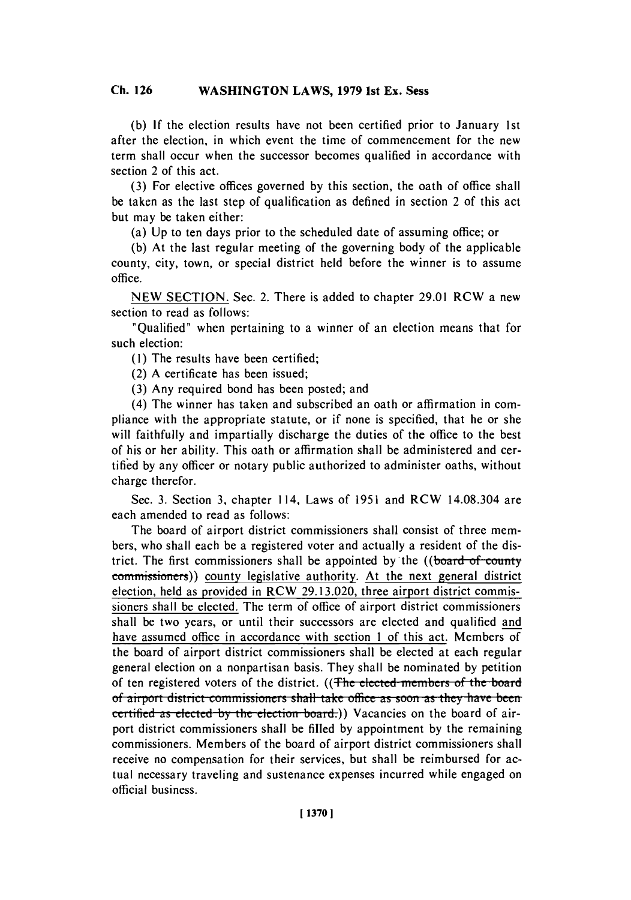(b) If the election results have not been certified prior to January 1st after the election, in which event the time of commencement for the new term shall occur when the successor becomes qualified in accordance with section 2 of this act.

(3) For elective offices governed by this section, the oath of office shall be taken as the last step of qualification as defined in section 2 of this act but may be taken either:

(a) Up to ten days prior to the scheduled date of assuming office; or

(b) At the last regular meeting of the governing body of the applicable county, city, town, or special district held before the winner is to assume office.

NEW SECTION. Sec. 2. There is added to chapter 29.01 RCW a new section to read as follows:

"Qualified" when pertaining to a winner of an election means that for such election:

(1) The results have been certified;

(2) A certificate has been issued;

(3) Any required bond has been posted; and

(4) The winner has taken and subscribed an oath or affirmation in compliance with the appropriate statute, or if none is specified, that he or she will faithfully and impartially discharge the duties of the office to the best of his or her ability. This oath or affirmation shall be administered and certified by any officer or notary public authorized to administer oaths, without charge therefor.

Sec. 3. Section 3, chapter 114, Laws of 1951 and RCW 14.08.304 are each amended to read as follows:

The board of airport district commissioners shall consist of three members, who shall each be a registered voter and actually a resident of the district. The first commissioners shall be appointed by the ((~~board of county commissioners~~)) county legislative authority. At the next general district election, held as provided in RCW 29.13.020, three airport district commissioners shall be elected. The term of office of airport district commissioners shall be two years, or until their successors are elected and qualified and have assumed office in accordance with section 1 of this act. Members of the board of airport district commissioners shall be elected at each regular general election on a nonpartisan basis. They shall be nominated by petition of ten registered voters of the district. ((~~The elected members of the board of airport district commissioners shall take office as soon as they have been certified as elected by the election board.~~)) Vacancies on the board of airport district commissioners shall be filled by appointment by the remaining commissioners. Members of the board of airport district commissioners shall receive no compensation for their services, but shall be reimbursed for actual necessary traveling and sustenance expenses incurred while engaged on official business.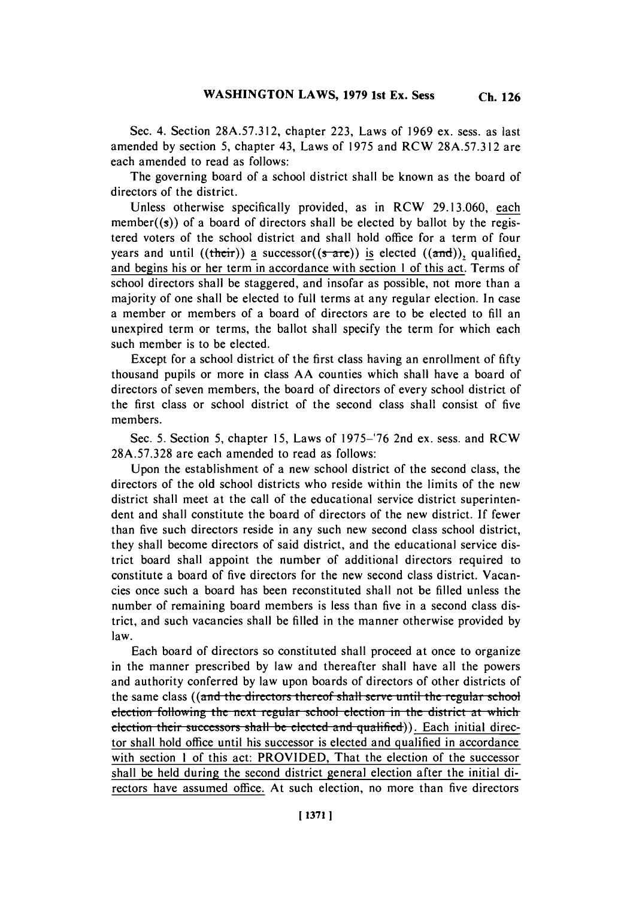Sec. 4. Section 28A.57.312, chapter 223, Laws of 1969 ex. sess. as last amended by section 5, chapter 43, Laws of 1975 and RCW 28A.57.312 are each amended to read as follows:

The governing board of a school district shall be known as the board of directors of the district.

Unless otherwise specifically provided, as in RCW 29.13.060, each member((s)) of a board of directors shall be elected by ballot by the registered voters of the school district and shall hold office for a term of four years and until ((their)) a successor((s are)) is elected ((and)), qualified, and begins his or her term in accordance with section 1 of this act. Terms of school directors shall be staggered, and insofar as possible, not more than a majority of one shall be elected to full terms at any regular election. In case a member or members of a board of directors are to be elected to fill an unexpired term or terms, the ballot shall specify the term for which each such member is to be elected.

Except for a school district of the first class having an enrollment of fifty thousand pupils or more in class AA counties which shall have a board of directors of seven members, the board of directors of every school district of the first class or school district of the second class shall consist of five members.

Sec. 5. Section 5, chapter 15, Laws of 1975–'76 2nd ex. sess. and RCW 28A.57.328 are each amended to read as follows:

Upon the establishment of a new school district of the second class, the directors of the old school districts who reside within the limits of the new district shall meet at the call of the educational service district superintendent and shall constitute the board of directors of the new district. If fewer than five such directors reside in any such new second class school district, they shall become directors of said district, and the educational service district board shall appoint the number of additional directors required to constitute a board of five directors for the new second class district. Vacancies once such a board has been reconstituted shall not be filled unless the number of remaining board members is less than five in a second class district, and such vacancies shall be filled in the manner otherwise provided by law.

Each board of directors so constituted shall proceed at once to organize in the manner prescribed by law and thereafter shall have all the powers and authority conferred by law upon boards of directors of other districts of the same class ((and the directors thereof shall serve until the regular school election following the next regular school election in the district at which election their successors shall be elected and qualified)). Each initial director shall hold office until his successor is elected and qualified in accordance with section 1 of this act: PROVIDED, That the election of the successor shall be held during the second district general election after the initial directors have assumed office. At such election, no more than five directors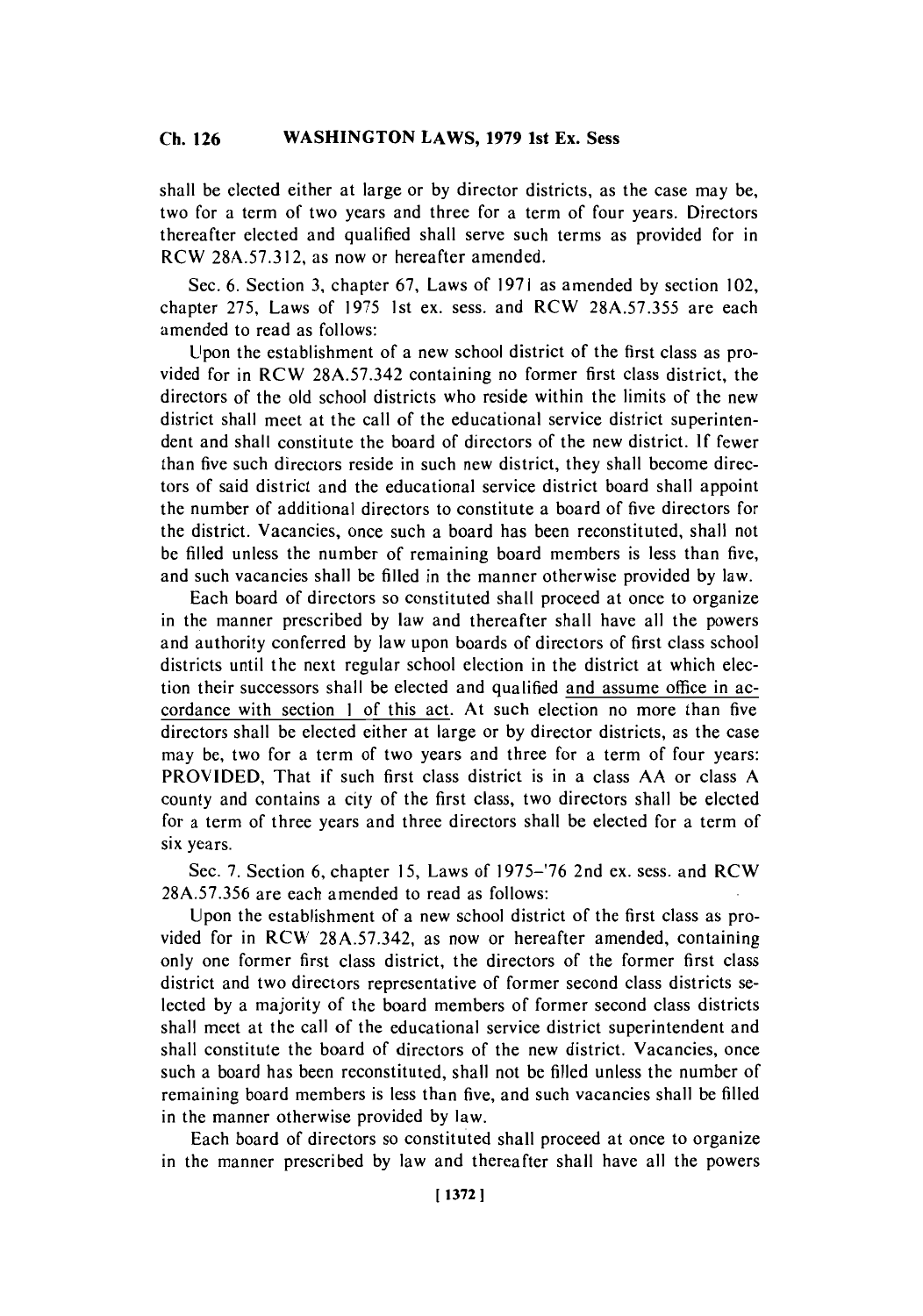shall be elected either at large or by director districts, as the case may be, two for a term of two years and three for a term of four years. Directors thereafter elected and qualified shall serve such terms as provided for in RCW 28A.57.312, as now or hereafter amended.

Sec. 6. Section 3, chapter 67, Laws of 1971 as amended by section 102, chapter 275, Laws of 1975 1st ex. sess. and RCW 28A.57.355 are each amended to read as follows:

Upon the establishment of a new school district of the first class as provided for in RCW 28A.57.342 containing no former first class district, the directors of the old school districts who reside within the limits of the new district shall meet at the call of the educational service district superintendent and shall constitute the board of directors of the new district. If fewer than five such directors reside in such new district, they shall become directors of said district and the educational service district board shall appoint the number of additional directors to constitute a board of five directors for the district. Vacancies, once such a board has been reconstituted, shall not be filled unless the number of remaining board members is less than five, and such vacancies shall be filled in the manner otherwise provided by law.

Each board of directors so constituted shall proceed at once to organize in the manner prescribed by law and thereafter shall have all the powers and authority conferred by law upon boards of directors of first class school districts until the next regular school election in the district at which election their successors shall be elected and qualified and assume office in accordance with section 1 of this act. At such election no more than five directors shall be elected either at large or by director districts, as the case may be, two for a term of two years and three for a term of four years: PROVIDED, That if such first class district is in a class AA or class A county and contains a city of the first class, two directors shall be elected for a term of three years and three directors shall be elected for a term of six years.

Sec. 7. Section 6, chapter 15, Laws of 1975–'76 2nd ex. sess. and RCW 28A.57.356 are each amended to read as follows:

Upon the establishment of a new school district of the first class as provided for in RCW 28A.57.342, as now or hereafter amended, containing only one former first class district, the directors of the former first class district and two directors representative of former second class districts selected by a majority of the board members of former second class districts shall meet at the call of the educational service district superintendent and shall constitute the board of directors of the new district. Vacancies, once such a board has been reconstituted, shall not be filled unless the number of remaining board members is less than five, and such vacancies shall be filled in the manner otherwise provided by law.

Each board of directors so constituted shall proceed at once to organize in the manner prescribed by law and thereafter shall have all the powers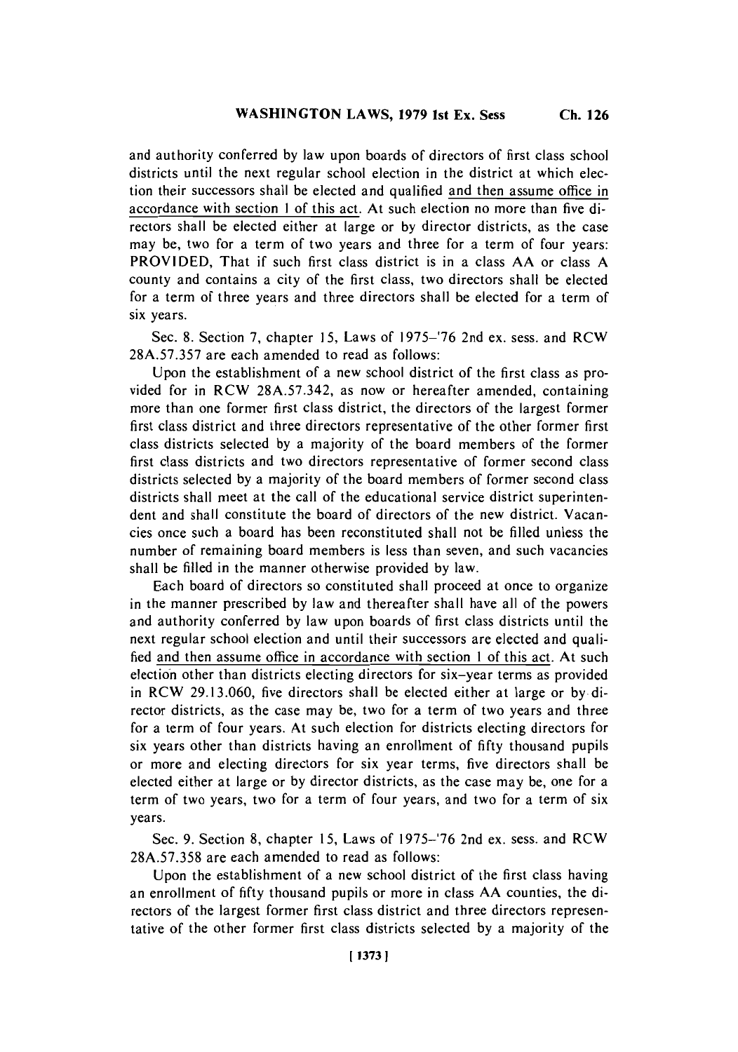and authority conferred by law upon boards of directors of first class school districts until the next regular school election in the district at which election their successors shall be elected and qualified and then assume office in accordance with section 1 of this act. At such election no more than five directors shall be elected either at large or by director districts, as the case may be, two for a term of two years and three for a term of four years: PROVIDED, That if such first class district is in a class AA or class A county and contains a city of the first class, two directors shall be elected for a term of three years and three directors shall be elected for a term of six years.

Sec. 8. Section 7, chapter 15, Laws of 1975–'76 2nd ex. sess. and RCW 28A.57.357 are each amended to read as follows:

Upon the establishment of a new school district of the first class as provided for in RCW 28A.57.342, as now or hereafter amended, containing more than one former first class district, the directors of the largest former first class district and three directors representative of the other former first class districts selected by a majority of the board members of the former first class districts and two directors representative of former second class districts selected by a majority of the board members of former second class districts shall meet at the call of the educational service district superintendent and shall constitute the board of directors of the new district. Vacancies once such a board has been reconstituted shall not be filled unless the number of remaining board members is less than seven, and such vacancies shall be filled in the manner otherwise provided by law.

Each board of directors so constituted shall proceed at once to organize in the manner prescribed by law and thereafter shall have all of the powers and authority conferred by law upon boards of first class districts until the next regular school election and until their successors are elected and qualified and then assume office in accordance with section 1 of this act. At such election other than districts electing directors for six-year terms as provided in RCW 29.13.060, five directors shall be elected either at large or by director districts, as the case may be, two for a term of two years and three for a term of four years. At such election for districts electing directors for six years other than districts having an enrollment of fifty thousand pupils or more and electing directors for six year terms, five directors shall be elected either at large or by director districts, as the case may be, one for a term of two years, two for a term of four years, and two for a term of six years.

Sec. 9. Section 8, chapter 15, Laws of 1975–'76 2nd ex. sess. and RCW 28A.57.358 are each amended to read as follows:

Upon the establishment of a new school district of the first class having an enrollment of fifty thousand pupils or more in class AA counties, the directors of the largest former first class district and three directors representative of the other former first class districts selected by a majority of the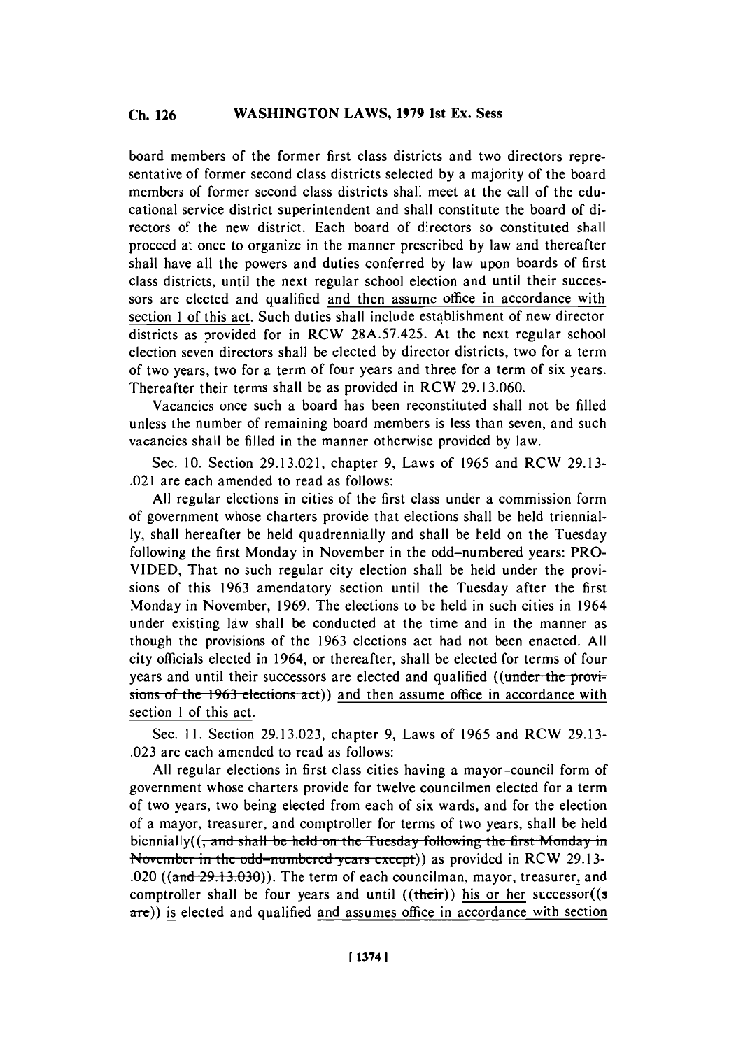board members of the former first class districts and two directors representative of former second class districts selected by a majority of the board members of former second class districts shall meet at the call of the educational service district superintendent and shall constitute the board of directors of the new district. Each board of directors so constituted shall proceed at once to organize in the manner prescribed by law and thereafter shall have all the powers and duties conferred by law upon boards of first class districts, until the next regular school election and until their successors are elected and qualified and then assume office in accordance with section 1 of this act. Such duties shall include establishment of new director districts as provided for in RCW 28A.57.425. At the next regular school election seven directors shall be elected by director districts, two for a term of two years, two for a term of four years and three for a term of six years. Thereafter their terms shall be as provided in RCW 29.13.060.

Vacancies once such a board has been reconstituted shall not be filled unless the number of remaining board members is less than seven, and such vacancies shall be filled in the manner otherwise provided by law.

Sec. 10. Section 29.13.021, chapter 9, Laws of 1965 and RCW 29.13-.021 are each amended to read as follows:

All regular elections in cities of the first class under a commission form of government whose charters provide that elections shall be held triennially, shall hereafter be held quadrennially and shall be held on the Tuesday following the first Monday in November in the odd-numbered years: PROVIDED, That no such regular city election shall be held under the provisions of this 1963 amendatory section until the Tuesday after the first Monday in November, 1969. The elections to be held in such cities in 1964 under existing law shall be conducted at the time and in the manner as though the provisions of the 1963 elections act had not been enacted. All city officials elected in 1964, or thereafter, shall be elected for terms of four years and until their successors are elected and qualified ((~~under the provisions of the 1963 elections act~~)) and then assume office in accordance with section 1 of this act.

Sec. 11. Section 29.13.023, chapter 9, Laws of 1965 and RCW 29.13-.023 are each amended to read as follows:

All regular elections in first class cities having a mayor-council form of government whose charters provide for twelve councilmen elected for a term of two years, two being elected from each of six wards, and for the election of a mayor, treasurer, and comptroller for terms of two years, shall be held biennially((~~, and shall be held on the Tuesday following the first Monday in November in the odd-numbered years except~~)) as provided in RCW 29.13-.020 ((~~and 29.13.030~~)). The term of each councilman, mayor, treasurer, and comptroller shall be four years and until ((~~their~~)) his or her successor((~~s are~~)) is elected and qualified and assumes office in accordance with section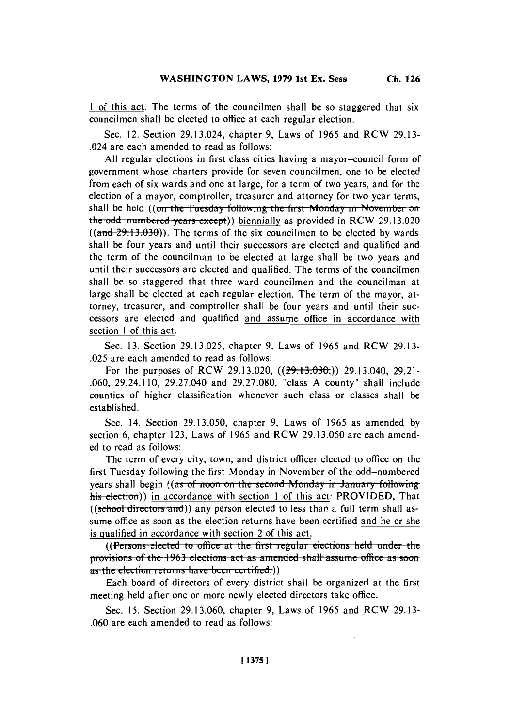1 of this act. The terms of the councilmen shall be so staggered that six councilmen shall be elected to office at each regular election.

Sec. 12. Section 29.13.024, chapter 9, Laws of 1965 and RCW 29.13-.024 are each amended to read as follows:

All regular elections in first class cities having a mayor–council form of government whose charters provide for seven councilmen, one to be elected from each of six wards and one at large, for a term of two years, and for the election of a mayor, comptroller, treasurer and attorney for two year terms, shall be held ((~~on the Tuesday following the first Monday in November on the odd–numbered years except~~)) biennially as provided in RCW 29.13.020 ((~~and 29.13.030~~)). The terms of the six councilmen to be elected by wards shall be four years and until their successors are elected and qualified and the term of the councilman to be elected at large shall be two years and until their successors are elected and qualified. The terms of the councilmen shall be so staggered that three ward councilmen and the councilman at large shall be elected at each regular election. The term of the mayor, attorney, treasurer, and comptroller shall be four years and until their successors are elected and qualified and assume office in accordance with section 1 of this act.

Sec. 13. Section 29.13.025, chapter 9, Laws of 1965 and RCW 29.13-.025 are each amended to read as follows:

For the purposes of RCW 29.13.020, ((~~29.13.030,~~)) 29.13.040, 29.21-.060, 29.24.110, 29.27.040 and 29.27.080, "class A county" shall include counties of higher classification whenever such class or classes shall be established.

Sec. 14. Section 29.13.050, chapter 9, Laws of 1965 as amended by section 6, chapter 123, Laws of 1965 and RCW 29.13.050 are each amended to read as follows:

The term of every city, town, and district officer elected to office on the first Tuesday following the first Monday in November of the odd–numbered years shall begin ((~~as of noon on the second Monday in January following his election~~)) in accordance with section 1 of this act: PROVIDED, That ((~~school directors and~~)) any person elected to less than a full term shall assume office as soon as the election returns have been certified and he or she is qualified in accordance with section 2 of this act.

((~~Persons elected to office at the first regular elections held under the provisions of the 1963 elections act as amended shall assume office as soon as the election returns have been certified.~~))

Each board of directors of every district shall be organized at the first meeting held after one or more newly elected directors take office.

Sec. 15. Section 29.13.060, chapter 9, Laws of 1965 and RCW 29.13-.060 are each amended to read as follows: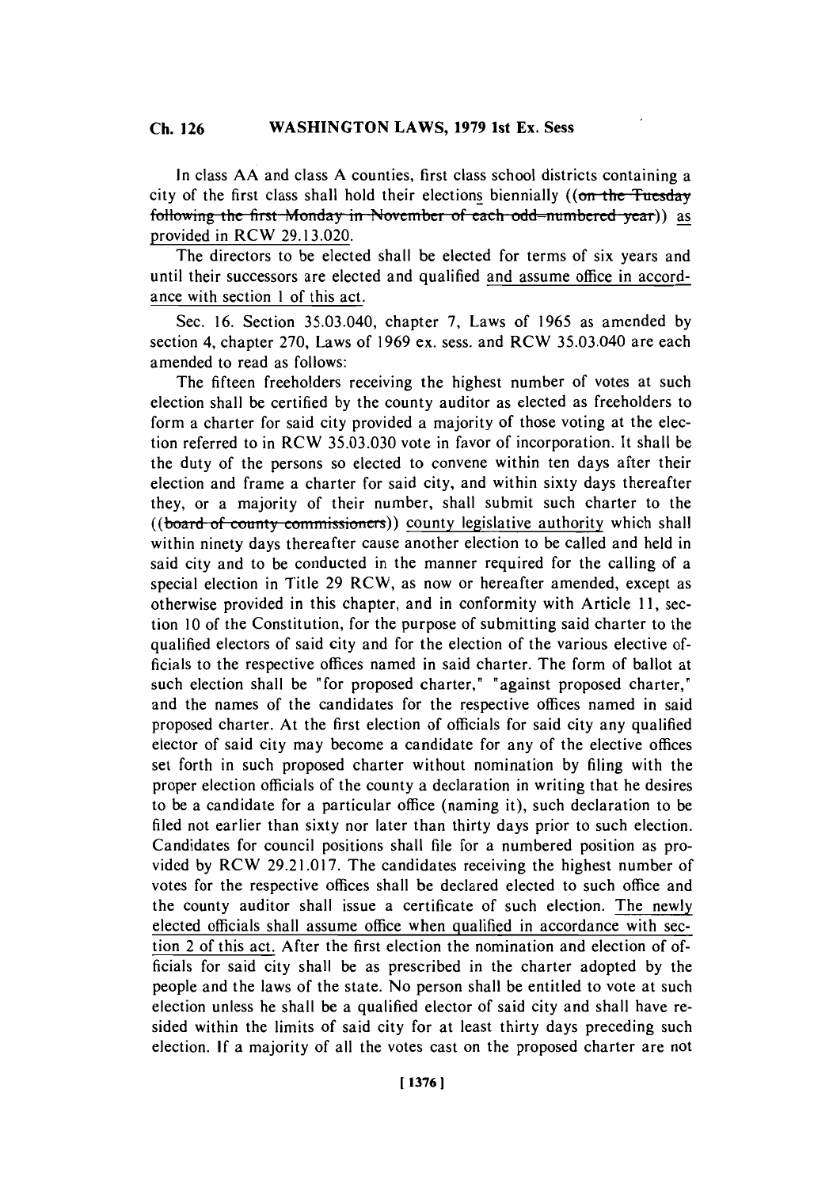In class AA and class A counties, first class school districts containing a city of the first class shall hold their elections biennially ((~~on the Tuesday following the first Monday in November of each odd-numbered year~~)) as provided in RCW 29.13.020.

The directors to be elected shall be elected for terms of six years and until their successors are elected and qualified and assume office in accordance with section 1 of this act.

Sec. 16. Section 35.03.040, chapter 7, Laws of 1965 as amended by section 4, chapter 270, Laws of 1969 ex. sess. and RCW 35.03.040 are each amended to read as follows:

The fifteen freeholders receiving the highest number of votes at such election shall be certified by the county auditor as elected as freeholders to form a charter for said city provided a majority of those voting at the election referred to in RCW 35.03.030 vote in favor of incorporation. It shall be the duty of the persons so elected to convene within ten days after their election and frame a charter for said city, and within sixty days thereafter they, or a majority of their number, shall submit such charter to the ((~~board of county commissioners~~)) county legislative authority which shall within ninety days thereafter cause another election to be called and held in said city and to be conducted in the manner required for the calling of a special election in Title 29 RCW, as now or hereafter amended, except as otherwise provided in this chapter, and in conformity with Article 11, section 10 of the Constitution, for the purpose of submitting said charter to the qualified electors of said city and for the election of the various elective officials to the respective offices named in said charter. The form of ballot at such election shall be "for proposed charter," "against proposed charter," and the names of the candidates for the respective offices named in said proposed charter. At the first election of officials for said city any qualified elector of said city may become a candidate for any of the elective offices set forth in such proposed charter without nomination by filing with the proper election officials of the county a declaration in writing that he desires to be a candidate for a particular office (naming it), such declaration to be filed not earlier than sixty nor later than thirty days prior to such election. Candidates for council positions shall file for a numbered position as provided by RCW 29.21.017. The candidates receiving the highest number of votes for the respective offices shall be declared elected to such office and the county auditor shall issue a certificate of such election. The newly elected officials shall assume office when qualified in accordance with section 2 of this act. After the first election the nomination and election of officials for said city shall be as prescribed in the charter adopted by the people and the laws of the state. No person shall be entitled to vote at such election unless he shall be a qualified elector of said city and shall have resided within the limits of said city for at least thirty days preceding such election. If a majority of all the votes cast on the proposed charter are not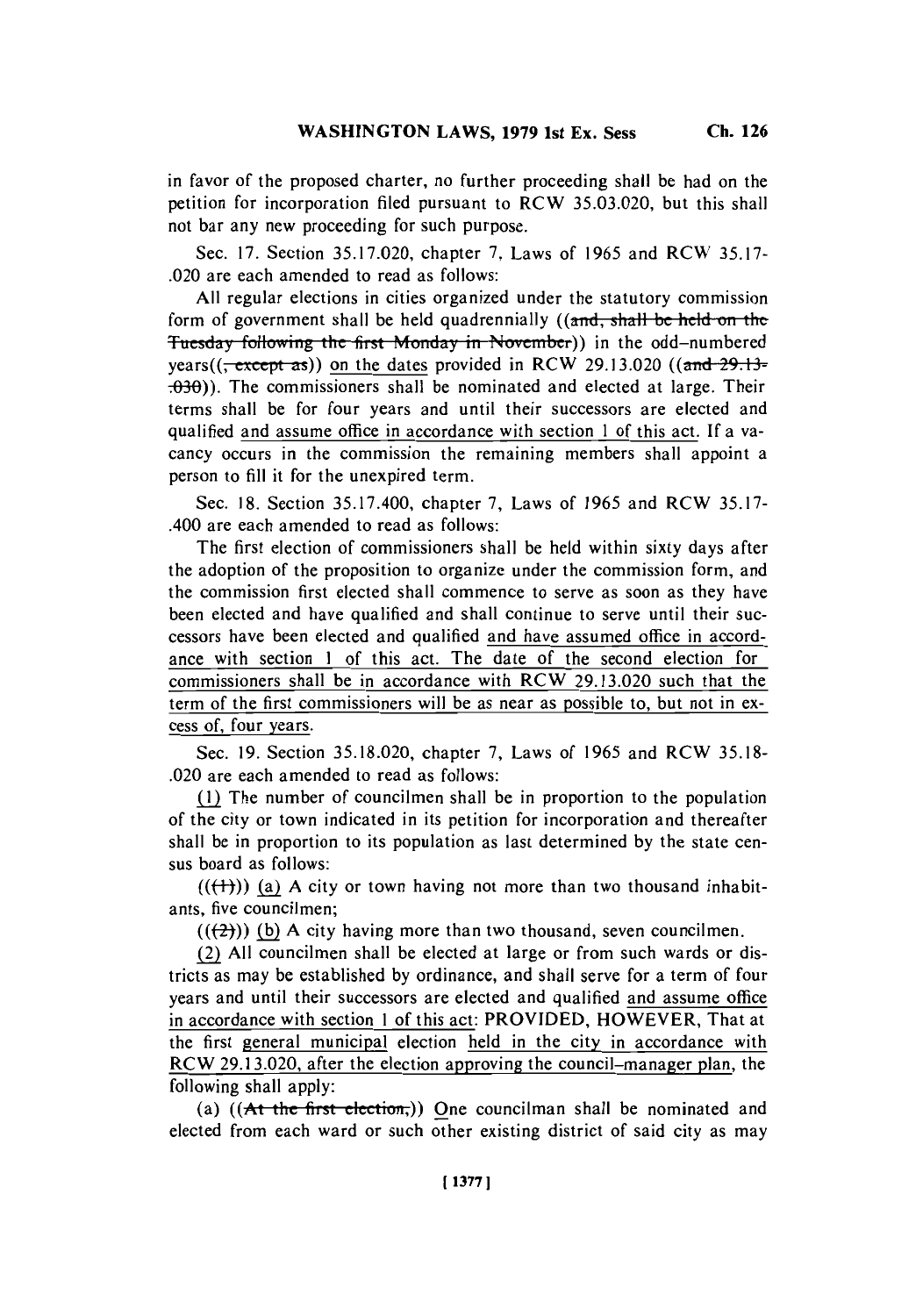in favor of the proposed charter, no further proceeding shall be had on the petition for incorporation filed pursuant to RCW 35.03.020, but this shall not bar any new proceeding for such purpose.

Sec. 17. Section 35.17.020, chapter 7, Laws of 1965 and RCW 35.17.020 are each amended to read as follows:

All regular elections in cities organized under the statutory commission form of government shall be held quadrennially ((~~and, shall be held on the Tuesday following the first Monday in November~~)) in the odd-numbered years((~~, except as~~)) on the dates provided in RCW 29.13.020 ((~~and 29.13.030~~)). The commissioners shall be nominated and elected at large. Their terms shall be for four years and until their successors are elected and qualified and assume office in accordance with section 1 of this act. If a vacancy occurs in the commission the remaining members shall appoint a person to fill it for the unexpired term.

Sec. 18. Section 35.17.400, chapter 7, Laws of 1965 and RCW 35.17.400 are each amended to read as follows:

The first election of commissioners shall be held within sixty days after the adoption of the proposition to organize under the commission form, and the commission first elected shall commence to serve as soon as they have been elected and have qualified and shall continue to serve until their successors have been elected and qualified and have assumed office in accordance with section 1 of this act. The date of the second election for commissioners shall be in accordance with RCW 29.13.020 such that the term of the first commissioners will be as near as possible to, but not in excess of, four years.

Sec. 19. Section 35.18.020, chapter 7, Laws of 1965 and RCW 35.18.020 are each amended to read as follows:

(1) The number of councilmen shall be in proportion to the population of the city or town indicated in its petition for incorporation and thereafter shall be in proportion to its population as last determined by the state census board as follows:

((~~(1)~~)) (a) A city or town having not more than two thousand inhabitants, five councilmen;

((~~(2)~~)) (b) A city having more than two thousand, seven councilmen.

(2) All councilmen shall be elected at large or from such wards or districts as may be established by ordinance, and shall serve for a term of four years and until their successors are elected and qualified and assume office in accordance with section 1 of this act: PROVIDED, HOWEVER, That at the first general municipal election held in the city in accordance with RCW 29.13.020, after the election approving the council-manager plan, the following shall apply:

(a) ((~~At the first election,~~)) One councilman shall be nominated and elected from each ward or such other existing district of said city as may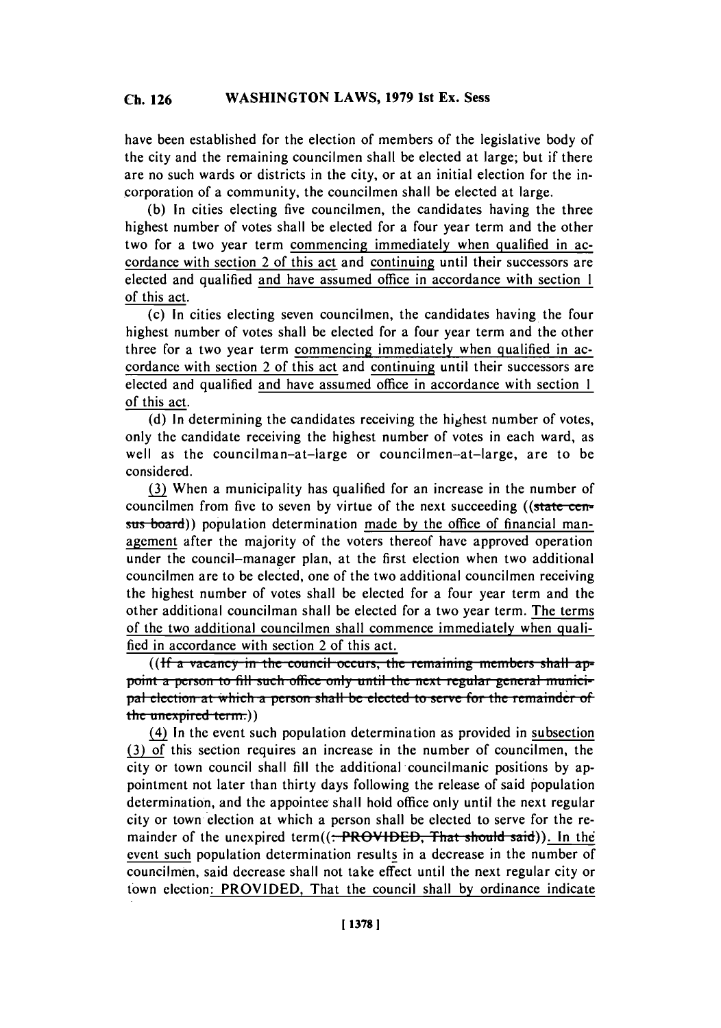have been established for the election of members of the legislative body of the city and the remaining councilmen shall be elected at large; but if there are no such wards or districts in the city, or at an initial election for the incorporation of a community, the councilmen shall be elected at large.

(b) In cities electing five councilmen, the candidates having the three highest number of votes shall be elected for a four year term and the other two for a two year term commencing immediately when qualified in accordance with section 2 of this act and continuing until their successors are elected and qualified and have assumed office in accordance with section 1 of this act.

(c) In cities electing seven councilmen, the candidates having the four highest number of votes shall be elected for a four year term and the other three for a two year term commencing immediately when qualified in accordance with section 2 of this act and continuing until their successors are elected and qualified and have assumed office in accordance with section 1 of this act.

(d) In determining the candidates receiving the highest number of votes, only the candidate receiving the highest number of votes in each ward, as well as the councilman-at-large or councilmen-at-large, are to be considered.

(3) When a municipality has qualified for an increase in the number of councilmen from five to seven by virtue of the next succeeding ((~~state census board~~)) population determination made by the office of financial management after the majority of the voters thereof have approved operation under the council-manager plan, at the first election when two additional councilmen are to be elected, one of the two additional councilmen receiving the highest number of votes shall be elected for a four year term and the other additional councilman shall be elected for a two year term. The terms of the two additional councilmen shall commence immediately when qualified in accordance with section 2 of this act.

((~~If a vacancy in the council occurs, the remaining members shall appoint a person to fill such office only until the next regular general municipal election at which a person shall be elected to serve for the remainder of the unexpired term.~~))

(4) In the event such population determination as provided in subsection (3) of this section requires an increase in the number of councilmen, the city or town council shall fill the additional councilmanic positions by appointment not later than thirty days following the release of said population determination, and the appointee shall hold office only until the next regular city or town election at which a person shall be elected to serve for the remainder of the unexpired term((~~: PROVIDED, That should said~~)). In the event such population determination results in a decrease in the number of councilmen, said decrease shall not take effect until the next regular city or town election: PROVIDED, That the council shall by ordinance indicate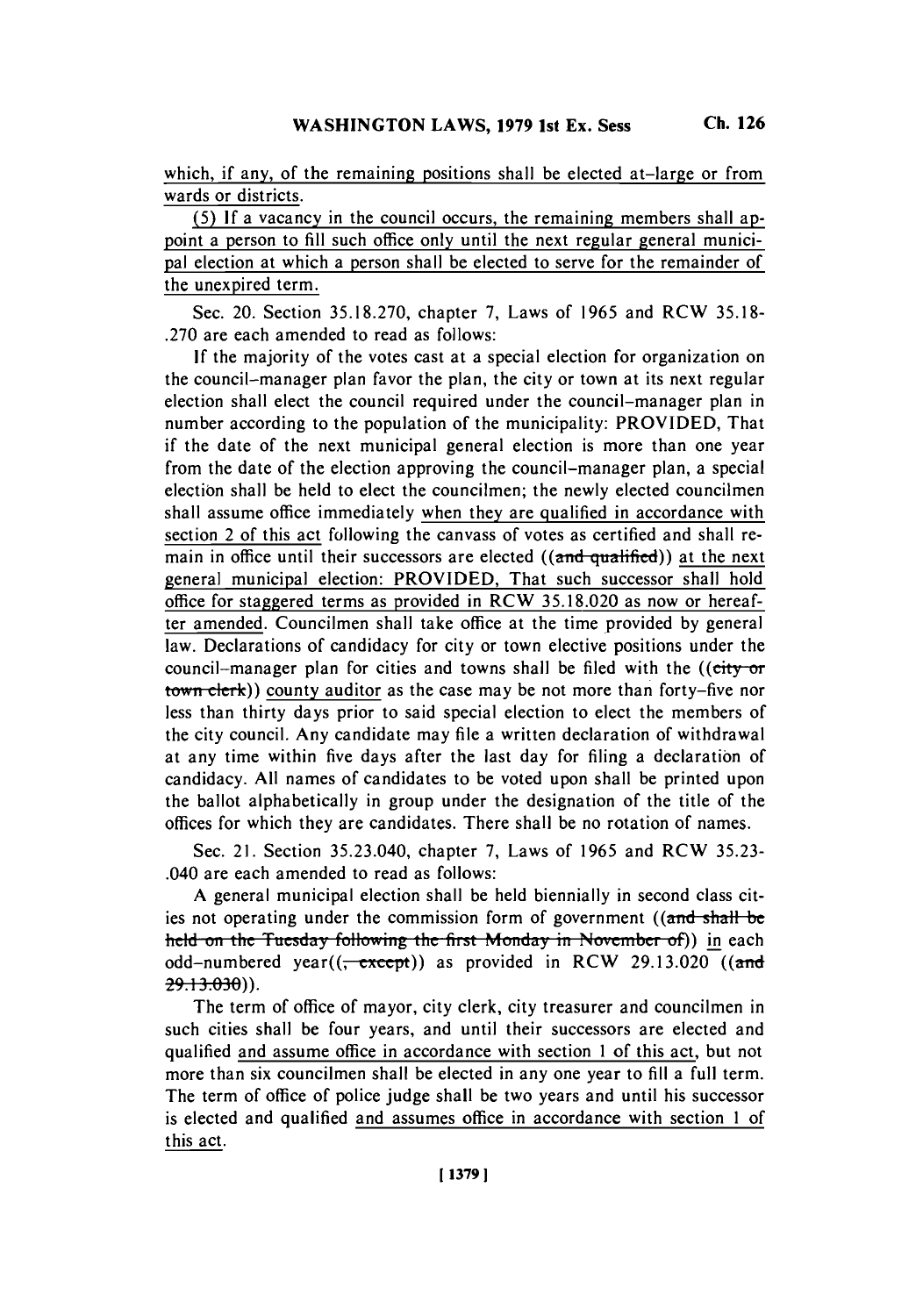which, if any, of the remaining positions shall be elected at-large or from wards or districts.

(5) If a vacancy in the council occurs, the remaining members shall appoint a person to fill such office only until the next regular general municipal election at which a person shall be elected to serve for the remainder of the unexpired term.

Sec. 20. Section 35.18.270, chapter 7, Laws of 1965 and RCW 35.18-.270 are each amended to read as follows:

If the majority of the votes cast at a special election for organization on the council-manager plan favor the plan, the city or town at its next regular election shall elect the council required under the council-manager plan in number according to the population of the municipality: PROVIDED, That if the date of the next municipal general election is more than one year from the date of the election approving the council-manager plan, a special election shall be held to elect the councilmen; the newly elected councilmen shall assume office immediately when they are qualified in accordance with section 2 of this act following the canvass of votes as certified and shall remain in office until their successors are elected ((and qualified)) at the next general municipal election: PROVIDED, That such successor shall hold office for staggered terms as provided in RCW 35.18.020 as now or hereafter amended. Councilmen shall take office at the time provided by general law. Declarations of candidacy for city or town elective positions under the council-manager plan for cities and towns shall be filed with the ((city or town clerk)) county auditor as the case may be not more than forty-five nor less than thirty days prior to said special election to elect the members of the city council. Any candidate may file a written declaration of withdrawal at any time within five days after the last day for filing a declaration of candidacy. All names of candidates to be voted upon shall be printed upon the ballot alphabetically in group under the designation of the title of the offices for which they are candidates. There shall be no rotation of names.

Sec. 21. Section 35.23.040, chapter 7, Laws of 1965 and RCW 35.23-.040 are each amended to read as follows:

A general municipal election shall be held biennially in second class cities not operating under the commission form of government ((and shall be held on the Tuesday following the first Monday in November of)) in each odd-numbered year((, except)) as provided in RCW 29.13.020 ((and 29.13.030)).

The term of office of mayor, city clerk, city treasurer and councilmen in such cities shall be four years, and until their successors are elected and qualified and assume office in accordance with section 1 of this act, but not more than six councilmen shall be elected in any one year to fill a full term. The term of office of police judge shall be two years and until his successor is elected and qualified and assumes office in accordance with section 1 of this act.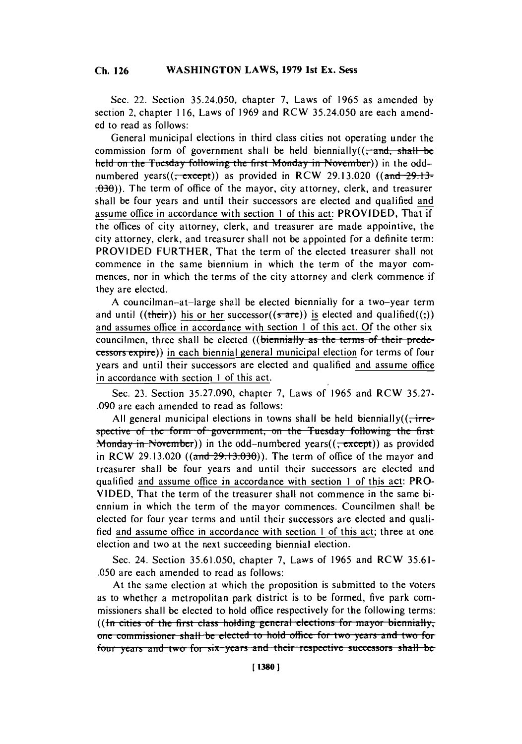Sec. 22. Section 35.24.050, chapter 7, Laws of 1965 as amended by section 2, chapter 116, Laws of 1969 and RCW 35.24.050 are each amended to read as follows:

General municipal elections in third class cities not operating under the commission form of government shall be held biennially((~~, and, shall be held on the Tuesday following the first Monday in November~~)) in the odd-numbered years((~~, except~~)) as provided in RCW 29.13.020 ((~~and 29.13-.030~~)). The term of office of the mayor, city attorney, clerk, and treasurer shall be four years and until their successors are elected and qualified and assume office in accordance with section 1 of this act: PROVIDED, That if the offices of city attorney, clerk, and treasurer are made appointive, the city attorney, clerk, and treasurer shall not be appointed for a definite term: PROVIDED FURTHER, That the term of the elected treasurer shall not commence in the same biennium in which the term of the mayor commences, nor in which the terms of the city attorney and clerk commence if they are elected.

A councilman-at-large shall be elected biennially for a two-year term and until ((~~their~~)) his or her successor((~~s are~~)) is elected and qualified((~~;~~)) and assumes office in accordance with section 1 of this act. Of the other six councilmen, three shall be elected ((~~biennially as the terms of their predecessors expire~~)) in each biennial general municipal election for terms of four years and until their successors are elected and qualified and assume office in accordance with section 1 of this act.

Sec. 23. Section 35.27.090, chapter 7, Laws of 1965 and RCW 35.27-.090 are each amended to read as follows:

All general municipal elections in towns shall be held biennially((~~, irrespective of the form of government, on the Tuesday following the first Monday in November~~)) in the odd-numbered years((~~, except~~)) as provided in RCW 29.13.020 ((~~and 29.13.030~~)). The term of office of the mayor and treasurer shall be four years and until their successors are elected and qualified and assume office in accordance with section 1 of this act: PROVIDED, That the term of the treasurer shall not commence in the same biennium in which the term of the mayor commences. Councilmen shall be elected for four year terms and until their successors are elected and qualified and assume office in accordance with section 1 of this act; three at one election and two at the next succeeding biennial election.

Sec. 24. Section 35.61.050, chapter 7, Laws of 1965 and RCW 35.61-.050 are each amended to read as follows:

At the same election at which the proposition is submitted to the voters as to whether a metropolitan park district is to be formed, five park commissioners shall be elected to hold office respectively for the following terms: ((~~In cities of the first class holding general elections for mayor biennially, one commissioner shall be elected to hold office for two years and two for four years and two for six years and their respective successors shall be~~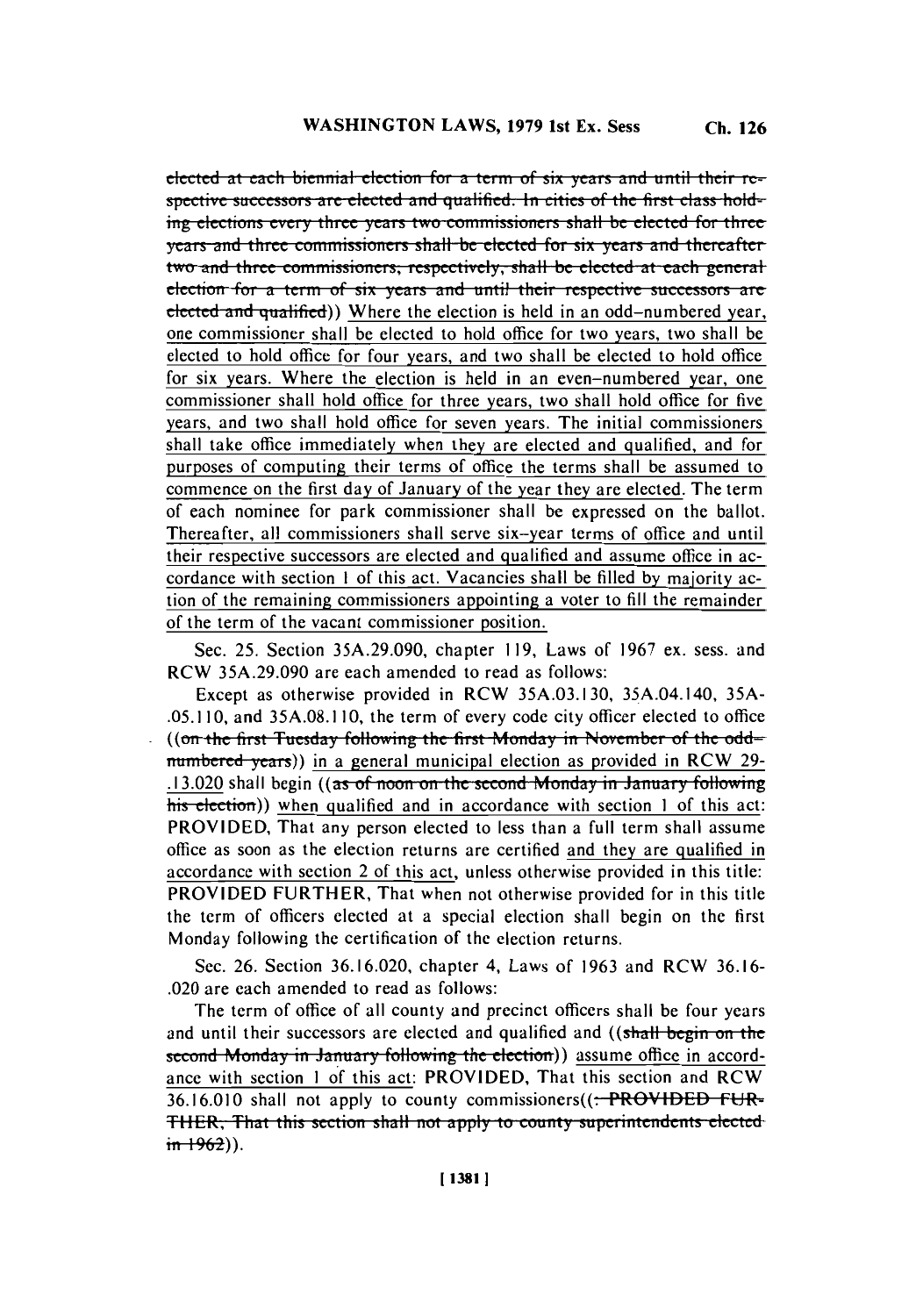elected at each biennial election for a term of six years and until their respective successors are elected and qualified. In cities of the first class holding elections every three years two commissioners shall be elected for three years and three commissioners shall be elected for six years and thereafter two and three commissioners, respectively, shall be elected at each general election for a term of six years and until their respective successors are elected and qualified)) Where the election is held in an odd-numbered year, one commissioner shall be elected to hold office for two years, two shall be elected to hold office for four years, and two shall be elected to hold office for six years. Where the election is held in an even-numbered year, one commissioner shall hold office for three years, two shall hold office for five years, and two shall hold office for seven years. The initial commissioners shall take office immediately when they are elected and qualified, and for purposes of computing their terms of office the terms shall be assumed to commence on the first day of January of the year they are elected. The term of each nominee for park commissioner shall be expressed on the ballot. Thereafter, all commissioners shall serve six-year terms of office and until their respective successors are elected and qualified and assume office in accordance with section 1 of this act. Vacancies shall be filled by majority action of the remaining commissioners appointing a voter to fill the remainder of the term of the vacant commissioner position.

Sec. 25. Section 35A.29.090, chapter 119, Laws of 1967 ex. sess. and RCW 35A.29.090 are each amended to read as follows:

Except as otherwise provided in RCW 35A.03.130, 35A.04.140, 35A-.05.110, and 35A.08.110, the term of every code city officer elected to office ((on the first Tuesday following the first Monday in November of the odd-numbered years)) in a general municipal election as provided in RCW 29-.13.020 shall begin ((as of noon on the second Monday in January following his election)) when qualified and in accordance with section 1 of this act: PROVIDED, That any person elected to less than a full term shall assume office as soon as the election returns are certified and they are qualified in accordance with section 2 of this act, unless otherwise provided in this title: PROVIDED FURTHER, That when not otherwise provided for in this title the term of officers elected at a special election shall begin on the first Monday following the certification of the election returns.

Sec. 26. Section 36.16.020, chapter 4, Laws of 1963 and RCW 36.16-.020 are each amended to read as follows:

The term of office of all county and precinct officers shall be four years and until their successors are elected and qualified and ((shall begin on the second Monday in January following the election)) assume office in accordance with section 1 of this act: PROVIDED, That this section and RCW 36.16.010 shall not apply to county commissioners((: PROVIDED FURTHER, That this section shall not apply to county superintendents elected in 1962)).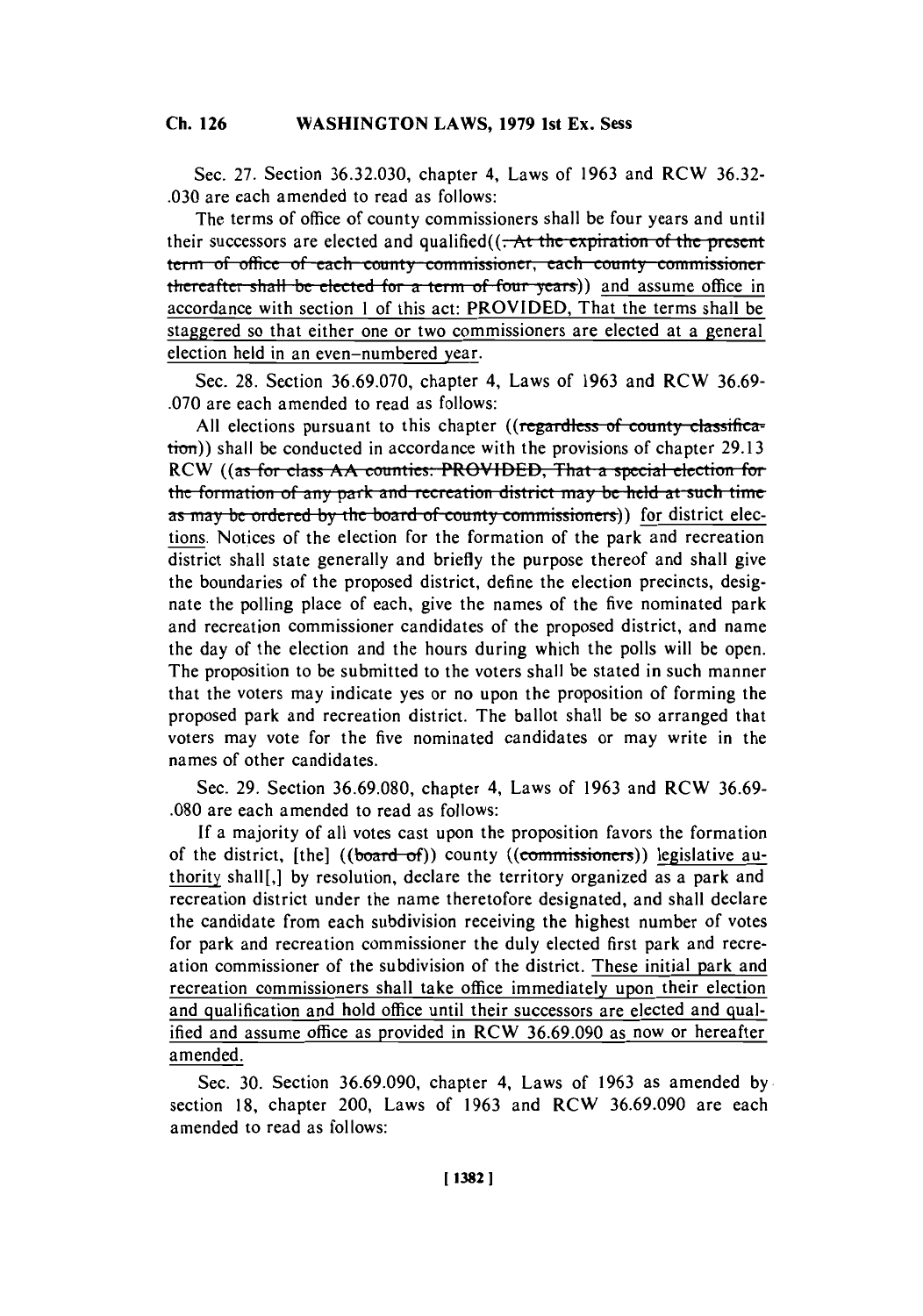Sec. 27. Section 36.32.030, chapter 4, Laws of 1963 and RCW 36.32-.030 are each amended to read as follows:

The terms of office of county commissioners shall be four years and until their successors are elected and qualified((. At the expiration of the present term of office of each county commissioner, each county commissioner thereafter shall be elected for a term of four years)) and assume office in accordance with section 1 of this act: PROVIDED, That the terms shall be staggered so that either one or two commissioners are elected at a general election held in an even-numbered year.

Sec. 28. Section 36.69.070, chapter 4, Laws of 1963 and RCW 36.69-.070 are each amended to read as follows:

All elections pursuant to this chapter ((regardless of county classification)) shall be conducted in accordance with the provisions of chapter 29.13 RCW ((as for class AA counties: PROVIDED, That a special election for the formation of any park and recreation district may be held at such time as may be ordered by the board of county commissioners)) for district elections. Notices of the election for the formation of the park and recreation district shall state generally and briefly the purpose thereof and shall give the boundaries of the proposed district, define the election precincts, designate the polling place of each, give the names of the five nominated park and recreation commissioner candidates of the proposed district, and name the day of the election and the hours during which the polls will be open. The proposition to be submitted to the voters shall be stated in such manner that the voters may indicate yes or no upon the proposition of forming the proposed park and recreation district. The ballot shall be so arranged that voters may vote for the five nominated candidates or may write in the names of other candidates.

Sec. 29. Section 36.69.080, chapter 4, Laws of 1963 and RCW 36.69-.080 are each amended to read as follows:

If a majority of all votes cast upon the proposition favors the formation of the district, [the] ((board of)) county ((commissioners)) legislative authority shall[,] by resolution, declare the territory organized as a park and recreation district under the name theretofore designated, and shall declare the candidate from each subdivision receiving the highest number of votes for park and recreation commissioner the duly elected first park and recreation commissioner of the subdivision of the district. These initial park and recreation commissioners shall take office immediately upon their election and qualification and hold office until their successors are elected and qualified and assume office as provided in RCW 36.69.090 as now or hereafter amended.

Sec. 30. Section 36.69.090, chapter 4, Laws of 1963 as amended by section 18, chapter 200, Laws of 1963 and RCW 36.69.090 are each amended to read as follows: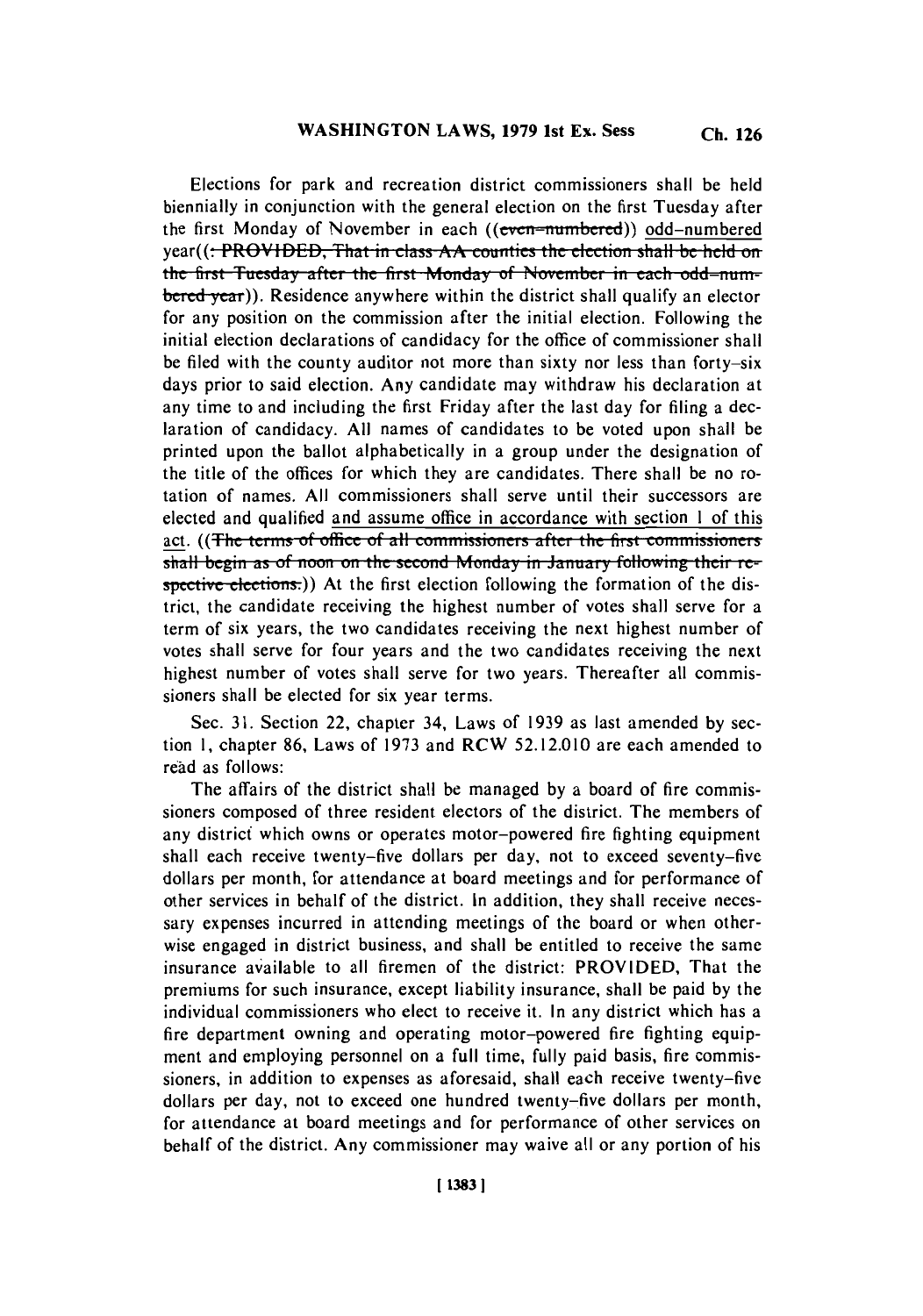Elections for park and recreation district commissioners shall be held biennially in conjunction with the general election on the first Tuesday after the first Monday of November in each ((~~even-numbered~~)) odd-numbered year((~~: PROVIDED, That in class AA counties the election shall be held on the first Tuesday after the first Monday of November in each odd-numbered year~~)). Residence anywhere within the district shall qualify an elector for any position on the commission after the initial election. Following the initial election declarations of candidacy for the office of commissioner shall be filed with the county auditor not more than sixty nor less than forty-six days prior to said election. Any candidate may withdraw his declaration at any time to and including the first Friday after the last day for filing a declaration of candidacy. All names of candidates to be voted upon shall be printed upon the ballot alphabetically in a group under the designation of the title of the offices for which they are candidates. There shall be no rotation of names. All commissioners shall serve until their successors are elected and qualified and assume office in accordance with section 1 of this act. ((~~The terms of office of all commissioners after the first commissioners shall begin as of noon on the second Monday in January following their respective elections.~~)) At the first election following the formation of the district, the candidate receiving the highest number of votes shall serve for a term of six years, the two candidates receiving the next highest number of votes shall serve for four years and the two candidates receiving the next highest number of votes shall serve for two years. Thereafter all commissioners shall be elected for six year terms.

Sec. 31. Section 22, chapter 34, Laws of 1939 as last amended by section 1, chapter 86, Laws of 1973 and RCW 52.12.010 are each amended to read as follows:

The affairs of the district shall be managed by a board of fire commissioners composed of three resident electors of the district. The members of any district which owns or operates motor-powered fire fighting equipment shall each receive twenty-five dollars per day, not to exceed seventy-five dollars per month, for attendance at board meetings and for performance of other services in behalf of the district. In addition, they shall receive necessary expenses incurred in attending meetings of the board or when otherwise engaged in district business, and shall be entitled to receive the same insurance available to all firemen of the district: PROVIDED, That the premiums for such insurance, except liability insurance, shall be paid by the individual commissioners who elect to receive it. In any district which has a fire department owning and operating motor-powered fire fighting equipment and employing personnel on a full time, fully paid basis, fire commissioners, in addition to expenses as aforesaid, shall each receive twenty-five dollars per day, not to exceed one hundred twenty-five dollars per month, for attendance at board meetings and for performance of other services on behalf of the district. Any commissioner may waive all or any portion of his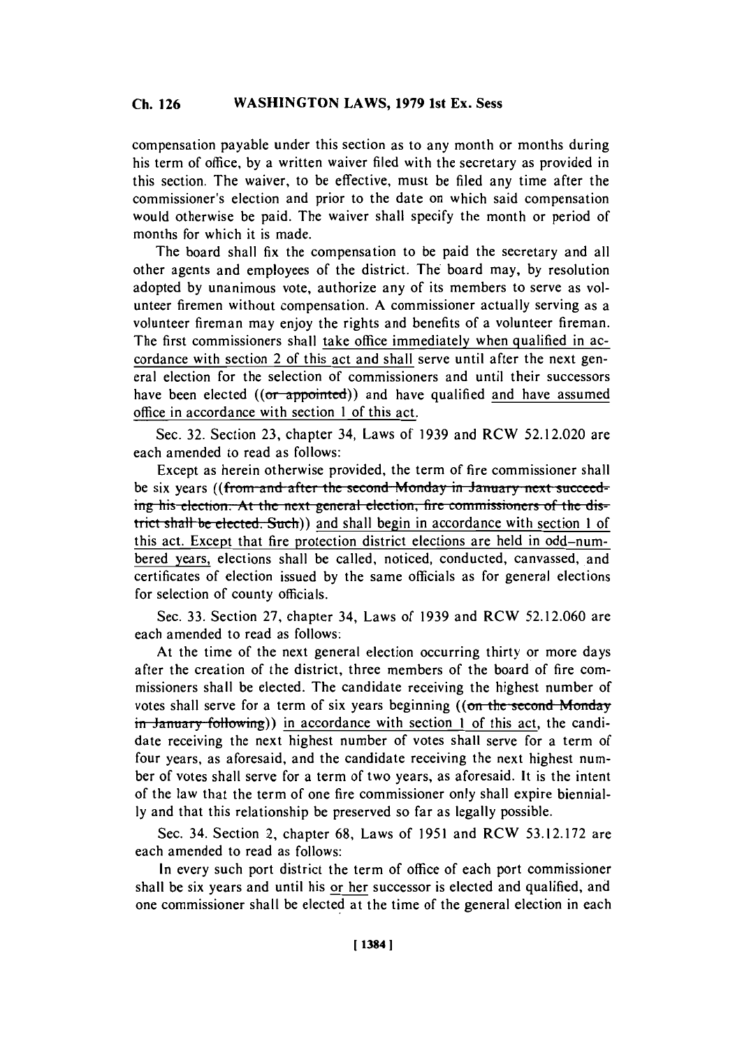compensation payable under this section as to any month or months during his term of office, by a written waiver filed with the secretary as provided in this section. The waiver, to be effective, must be filed any time after the commissioner's election and prior to the date on which said compensation would otherwise be paid. The waiver shall specify the month or period of months for which it is made.

The board shall fix the compensation to be paid the secretary and all other agents and employees of the district. The board may, by resolution adopted by unanimous vote, authorize any of its members to serve as volunteer firemen without compensation. A commissioner actually serving as a volunteer fireman may enjoy the rights and benefits of a volunteer fireman. The first commissioners shall take office immediately when qualified in accordance with section 2 of this act and shall serve until after the next general election for the selection of commissioners and until their successors have been elected ((~~or appointed~~)) and have qualified and have assumed office in accordance with section 1 of this act.

Sec. 32. Section 23, chapter 34, Laws of 1939 and RCW 52.12.020 are each amended to read as follows:

Except as herein otherwise provided, the term of fire commissioner shall be six years ((~~from and after the second Monday in January next succeeding his election. At the next general election, fire commissioners of the district shall be elected. Such~~)) and shall begin in accordance with section 1 of this act. Except that fire protection district elections are held in odd-numbered years, elections shall be called, noticed, conducted, canvassed, and certificates of election issued by the same officials as for general elections for selection of county officials.

Sec. 33. Section 27, chapter 34, Laws of 1939 and RCW 52.12.060 are each amended to read as follows:

At the time of the next general election occurring thirty or more days after the creation of the district, three members of the board of fire commissioners shall be elected. The candidate receiving the highest number of votes shall serve for a term of six years beginning ((~~on the second Monday in January following~~)) in accordance with section 1 of this act, the candidate receiving the next highest number of votes shall serve for a term of four years, as aforesaid, and the candidate receiving the next highest number of votes shall serve for a term of two years, as aforesaid. It is the intent of the law that the term of one fire commissioner only shall expire biennially and that this relationship be preserved so far as legally possible.

Sec. 34. Section 2, chapter 68, Laws of 1951 and RCW 53.12.172 are each amended to read as follows:

In every such port district the term of office of each port commissioner shall be six years and until his or her successor is elected and qualified, and one commissioner shall be elected at the time of the general election in each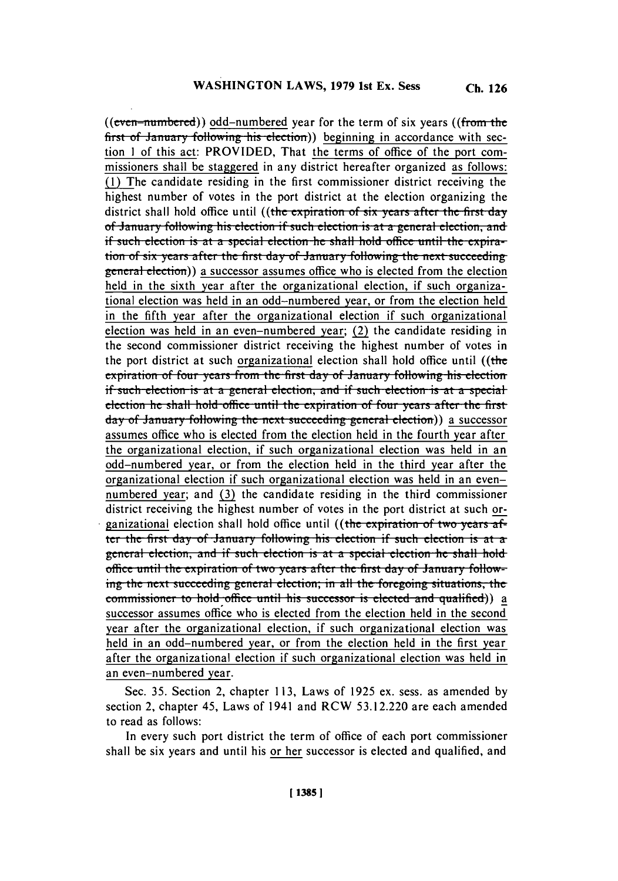((even-numbered)) odd-numbered year for the term of six years ((from the first of January following his election)) beginning in accordance with section 1 of this act: PROVIDED, That the terms of office of the port commissioners shall be staggered in any district hereafter organized as follows: (1) The candidate residing in the first commissioner district receiving the highest number of votes in the port district at the election organizing the district shall hold office until ((the expiration of six years after the first day of January following his election if such election is at a general election, and if such election is at a special election he shall hold office until the expiration of six years after the first day of January following the next succeeding general election)) a successor assumes office who is elected from the election held in the sixth year after the organizational election, if such organizational election was held in an odd-numbered year, or from the election held in the fifth year after the organizational election if such organizational election was held in an even-numbered year; (2) the candidate residing in the second commissioner district receiving the highest number of votes in the port district at such organizational election shall hold office until ((the expiration of four years from the first day of January following his election if such election is at a general election, and if such election is at a special election he shall hold office until the expiration of four years after the first day of January following the next succeeding general election)) a successor assumes office who is elected from the election held in the fourth year after the organizational election, if such organizational election was held in an odd-numbered year, or from the election held in the third year after the organizational election if such organizational election was held in an even-numbered year; and (3) the candidate residing in the third commissioner district receiving the highest number of votes in the port district at such organizational election shall hold office until ((the expiration of two years after the first day of January following his election if such election is at a general election, and if such election is at a special election he shall hold office until the expiration of two years after the first day of January following the next succeeding general election; in all the foregoing situations, the commissioner to hold office until his successor is elected and qualified)) a successor assumes office who is elected from the election held in the second year after the organizational election, if such organizational election was held in an odd-numbered year, or from the election held in the first year after the organizational election if such organizational election was held in an even-numbered year.

Sec. 35. Section 2, chapter 113, Laws of 1925 ex. sess. as amended by section 2, chapter 45, Laws of 1941 and RCW 53.12.220 are each amended to read as follows:

In every such port district the term of office of each port commissioner shall be six years and until his or her successor is elected and qualified, and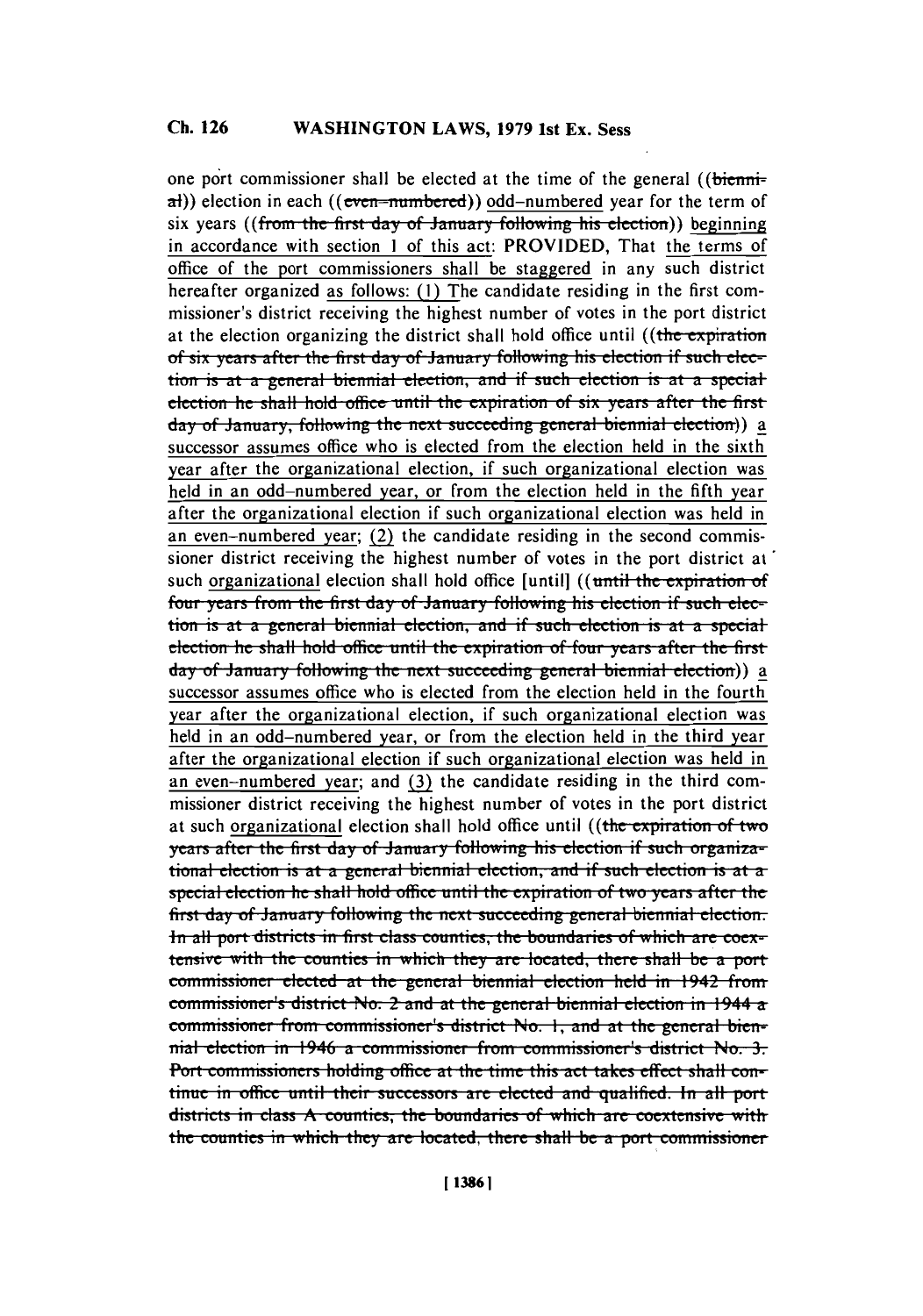one port commissioner shall be elected at the time of the general ((~~biennial~~)) election in each ((~~even-numbered~~)) odd-numbered year for the term of six years ((~~from the first day of January following his election~~)) beginning in accordance with section 1 of this act: PROVIDED, That the terms of office of the port commissioners shall be staggered in any such district hereafter organized as follows: (1) The candidate residing in the first commissioner's district receiving the highest number of votes in the port district at the election organizing the district shall hold office until ((~~the expiration of six years after the first day of January following his election if such election is at a general biennial election, and if such election is at a special election he shall hold office until the expiration of six years after the first day of January, following the next succeeding general biennial election~~)) a successor assumes office who is elected from the election held in the sixth year after the organizational election, if such organizational election was held in an odd-numbered year, or from the election held in the fifth year after the organizational election if such organizational election was held in an even-numbered year; (2) the candidate residing in the second commissioner district receiving the highest number of votes in the port district at such organizational election shall hold office [until] ((~~until the expiration of four years from the first day of January following his election if such election is at a general biennial election, and if such election is at a special election he shall hold office until the expiration of four years after the first day of January following the next succeeding general biennial election~~)) a successor assumes office who is elected from the election held in the fourth year after the organizational election, if such organizational election was held in an odd-numbered year, or from the election held in the third year after the organizational election if such organizational election was held in an even-numbered year; and (3) the candidate residing in the third commissioner district receiving the highest number of votes in the port district at such organizational election shall hold office until ((~~the expiration of two years after the first day of January following his election if such organizational election is at a general biennial election, and if such election is at a special election he shall hold office until the expiration of two years after the first day of January following the next succeeding general biennial election. In all port districts in first class counties, the boundaries of which are coextensive with the counties in which they are located, there shall be a port commissioner elected at the general biennial election held in 1942 from commissioner's district No. 2 and at the general biennial election in 1944 a commissioner from commissioner's district No. 1, and at the general biennial election in 1946 a commissioner from commissioner's district No. 3. Port commissioners holding office at the time this act takes effect shall continue in office until their successors are elected and qualified. In all port districts in class A counties, the boundaries of which are coextensive with the counties in which they are located, there shall be a port commissioner~~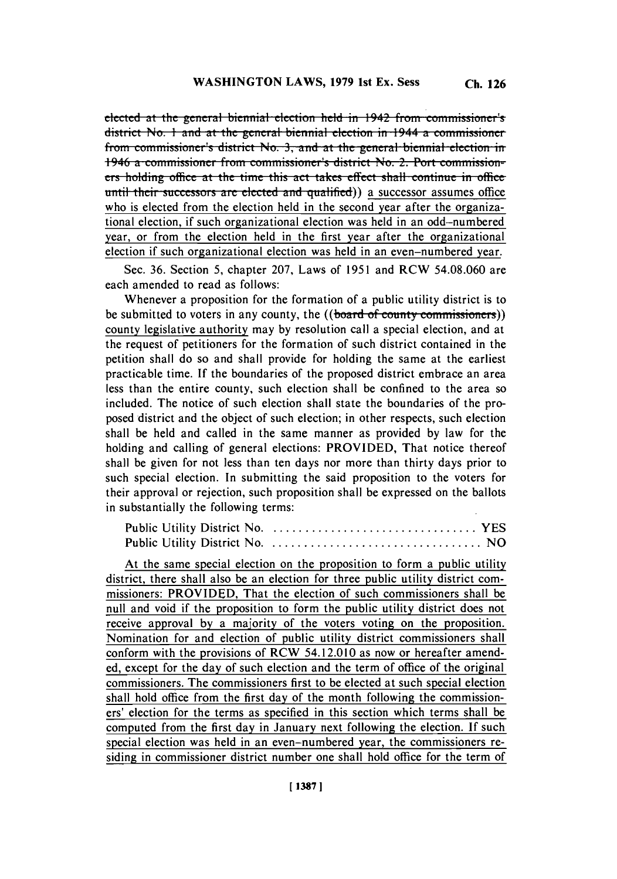~~elected at the general biennial election held in 1942 from commissioner's district No. 1 and at the general biennial election in 1944 a commissioner from commissioner's district No. 3, and at the general biennial election in 1946 a commissioner from commissioner's district No. 2. Port commissioners holding office at the time this act takes effect shall continue in office until their successors are elected and qualified~~)) <u>a successor assumes office who is elected from the election held in the second year after the organizational election, if such organizational election was held in an odd-numbered year, or from the election held in the first year after the organizational election if such organizational election was held in an even-numbered year.</u>

Sec. 36. Section 5, chapter 207, Laws of 1951 and RCW 54.08.060 are each amended to read as follows:

Whenever a proposition for the formation of a public utility district is to be submitted to voters in any county, the ((~~board of county commissioners~~)) <u>county legislative authority</u> may by resolution call a special election, and at the request of petitioners for the formation of such district contained in the petition shall do so and shall provide for holding the same at the earliest practicable time. If the boundaries of the proposed district embrace an area less than the entire county, such election shall be confined to the area so included. The notice of such election shall state the boundaries of the proposed district and the object of such election; in other respects, such election shall be held and called in the same manner as provided by law for the holding and calling of general elections: PROVIDED, That notice thereof shall be given for not less than ten days nor more than thirty days prior to such special election. In submitting the said proposition to the voters for their approval or rejection, such proposition shall be expressed on the ballots in substantially the following terms:

Public Utility District No. ................................ YES
Public Utility District No. ................................. NO

<u>At the same special election on the proposition to form a public utility district, there shall also be an election for three public utility district commissioners: PROVIDED, That the election of such commissioners shall be null and void if the proposition to form the public utility district does not receive approval by a majority of the voters voting on the proposition. Nomination for and election of public utility district commissioners shall conform with the provisions of RCW 54.12.010 as now or hereafter amended, except for the day of such election and the term of office of the original commissioners. The commissioners first to be elected at such special election shall hold office from the first day of the month following the commissioners' election for the terms as specified in this section which terms shall be computed from the first day in January next following the election. If such special election was held in an even-numbered year, the commissioners residing in commissioner district number one shall hold office for the term of</u>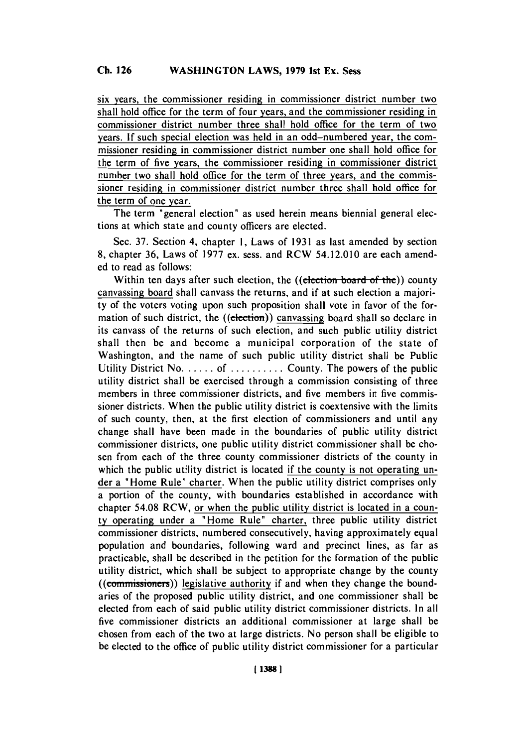six years, the commissioner residing in commissioner district number two shall hold office for the term of four years, and the commissioner residing in commissioner district number three shall hold office for the term of two years. If such special election was held in an odd-numbered year, the commissioner residing in commissioner district number one shall hold office for the term of five years, the commissioner residing in commissioner district number two shall hold office for the term of three years, and the commissioner residing in commissioner district number three shall hold office for the term of one year.

The term "general election" as used herein means biennial general elections at which state and county officers are elected.

Sec. 37. Section 4, chapter 1, Laws of 1931 as last amended by section 8, chapter 36, Laws of 1977 ex. sess. and RCW 54.12.010 are each amended to read as follows:

Within ten days after such election, the ((~~election board of the~~)) county canvassing board shall canvass the returns, and if at such election a majority of the voters voting upon such proposition shall vote in favor of the formation of such district, the ((~~election~~)) canvassing board shall so declare in its canvass of the returns of such election, and such public utility district shall then be and become a municipal corporation of the state of Washington, and the name of such public utility district shall be Public Utility District No. ..... of .......... County. The powers of the public utility district shall be exercised through a commission consisting of three members in three commissioner districts, and five members in five commissioner districts. When the public utility district is coextensive with the limits of such county, then, at the first election of commissioners and until any change shall have been made in the boundaries of public utility district commissioner districts, one public utility district commissioner shall be chosen from each of the three county commissioner districts of the county in which the public utility district is located if the county is not operating under a "Home Rule" charter. When the public utility district comprises only a portion of the county, with boundaries established in accordance with chapter 54.08 RCW, or when the public utility district is located in a county operating under a "Home Rule" charter, three public utility district commissioner districts, numbered consecutively, having approximately equal population and boundaries, following ward and precinct lines, as far as practicable, shall be described in the petition for the formation of the public utility district, which shall be subject to appropriate change by the county ((~~commissioners~~)) legislative authority if and when they change the boundaries of the proposed public utility district, and one commissioner shall be elected from each of said public utility district commissioner districts. In all five commissioner districts an additional commissioner at large shall be chosen from each of the two at large districts. No person shall be eligible to be elected to the office of public utility district commissioner for a particular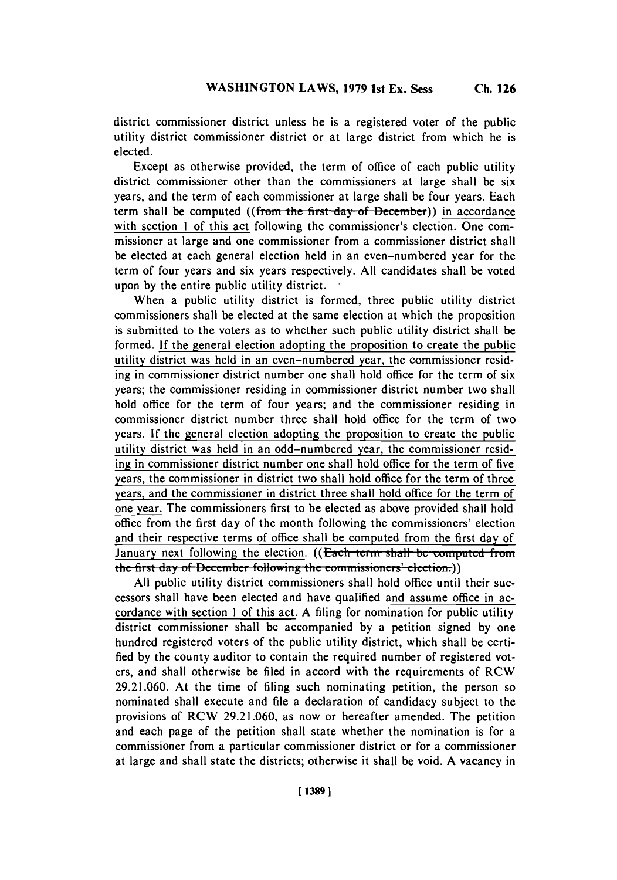district commissioner district unless he is a registered voter of the public utility district commissioner district or at large district from which he is elected.

Except as otherwise provided, the term of office of each public utility district commissioner other than the commissioners at large shall be six years, and the term of each commissioner at large shall be four years. Each term shall be computed ((~~from the first day of December~~)) in accordance with section 1 of this act following the commissioner's election. One commissioner at large and one commissioner from a commissioner district shall be elected at each general election held in an even-numbered year for the term of four years and six years respectively. All candidates shall be voted upon by the entire public utility district.

When a public utility district is formed, three public utility district commissioners shall be elected at the same election at which the proposition is submitted to the voters as to whether such public utility district shall be formed. If the general election adopting the proposition to create the public utility district was held in an even-numbered year, the commissioner residing in commissioner district number one shall hold office for the term of six years; the commissioner residing in commissioner district number two shall hold office for the term of four years; and the commissioner residing in commissioner district number three shall hold office for the term of two years. If the general election adopting the proposition to create the public utility district was held in an odd-numbered year, the commissioner residing in commissioner district number one shall hold office for the term of five years, the commissioner in district two shall hold office for the term of three years, and the commissioner in district three shall hold office for the term of one year. The commissioners first to be elected as above provided shall hold office from the first day of the month following the commissioners' election and their respective terms of office shall be computed from the first day of January next following the election. ((~~Each term shall be computed from the first day of December following the commissioners' election.~~))

All public utility district commissioners shall hold office until their successors shall have been elected and have qualified and assume office in accordance with section 1 of this act. A filing for nomination for public utility district commissioner shall be accompanied by a petition signed by one hundred registered voters of the public utility district, which shall be certified by the county auditor to contain the required number of registered voters, and shall otherwise be filed in accord with the requirements of RCW 29.21.060. At the time of filing such nominating petition, the person so nominated shall execute and file a declaration of candidacy subject to the provisions of RCW 29.21.060, as now or hereafter amended. The petition and each page of the petition shall state whether the nomination is for a commissioner from a particular commissioner district or for a commissioner at large and shall state the districts; otherwise it shall be void. A vacancy in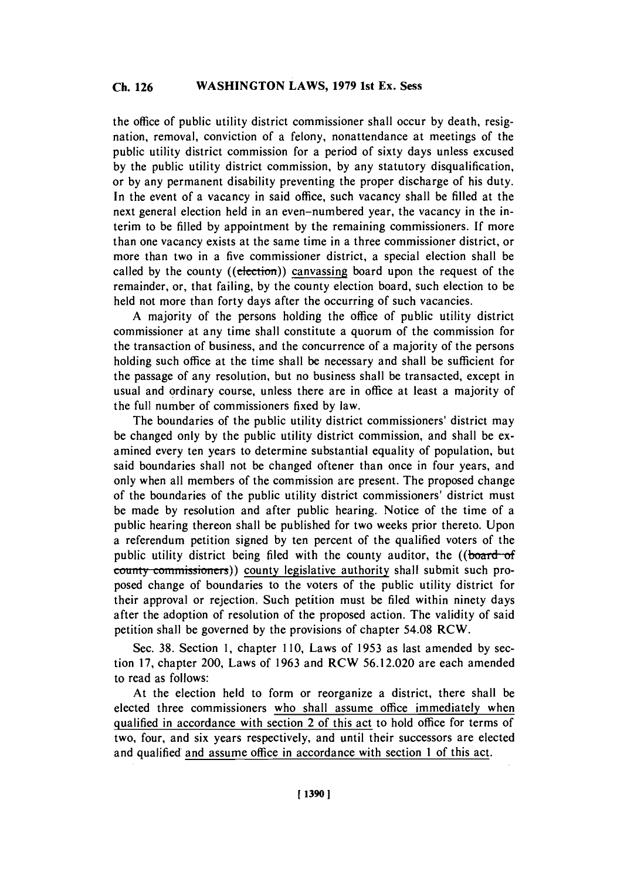the office of public utility district commissioner shall occur by death, resignation, removal, conviction of a felony, nonattendance at meetings of the public utility district commission for a period of sixty days unless excused by the public utility district commission, by any statutory disqualification, or by any permanent disability preventing the proper discharge of his duty. In the event of a vacancy in said office, such vacancy shall be filled at the next general election held in an even-numbered year, the vacancy in the interim to be filled by appointment by the remaining commissioners. If more than one vacancy exists at the same time in a three commissioner district, or more than two in a five commissioner district, a special election shall be called by the county ((~~election~~)) canvassing board upon the request of the remainder, or, that failing, by the county election board, such election to be held not more than forty days after the occurring of such vacancies.

A majority of the persons holding the office of public utility district commissioner at any time shall constitute a quorum of the commission for the transaction of business, and the concurrence of a majority of the persons holding such office at the time shall be necessary and shall be sufficient for the passage of any resolution, but no business shall be transacted, except in usual and ordinary course, unless there are in office at least a majority of the full number of commissioners fixed by law.

The boundaries of the public utility district commissioners' district may be changed only by the public utility district commission, and shall be examined every ten years to determine substantial equality of population, but said boundaries shall not be changed oftener than once in four years, and only when all members of the commission are present. The proposed change of the boundaries of the public utility district commissioners' district must be made by resolution and after public hearing. Notice of the time of a public hearing thereon shall be published for two weeks prior thereto. Upon a referendum petition signed by ten percent of the qualified voters of the public utility district being filed with the county auditor, the ((~~board of county commissioners~~)) county legislative authority shall submit such proposed change of boundaries to the voters of the public utility district for their approval or rejection. Such petition must be filed within ninety days after the adoption of resolution of the proposed action. The validity of said petition shall be governed by the provisions of chapter 54.08 RCW.

Sec. 38. Section 1, chapter 110, Laws of 1953 as last amended by section 17, chapter 200, Laws of 1963 and RCW 56.12.020 are each amended to read as follows:

At the election held to form or reorganize a district, there shall be elected three commissioners who shall assume office immediately when qualified in accordance with section 2 of this act to hold office for terms of two, four, and six years respectively, and until their successors are elected and qualified and assume office in accordance with section 1 of this act.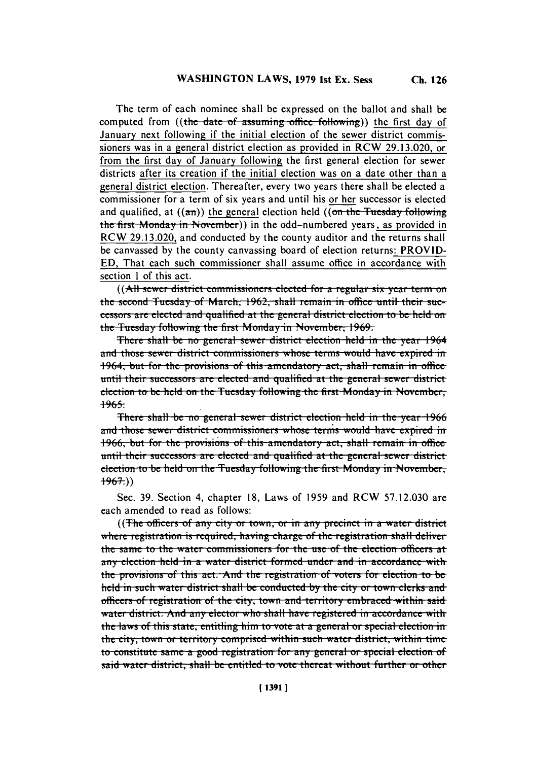The term of each nominee shall be expressed on the ballot and shall be computed from ((~~the date of assuming office following~~)) the first day of January next following if the initial election of the sewer district commissioners was in a general district election as provided in RCW 29.13.020, or from the first day of January following the first general election for sewer districts after its creation if the initial election was on a date other than a general district election. Thereafter, every two years there shall be elected a commissioner for a term of six years and until his or her successor is elected and qualified, at ((~~an~~)) the general election held ((~~on the Tuesday following the first Monday in November~~)) in the odd-numbered years, as provided in RCW 29.13.020, and conducted by the county auditor and the returns shall be canvassed by the county canvassing board of election returns: PROVIDED, That each such commissioner shall assume office in accordance with section 1 of this act.

((~~All sewer district commissioners elected for a regular six year term on the second Tuesday of March, 1962, shall remain in office until their successors are elected and qualified at the general district election to be held on the Tuesday following the first Monday in November, 1969.~~

~~There shall be no general sewer district election held in the year 1964 and those sewer district commissioners whose terms would have expired in 1964, but for the provisions of this amendatory act, shall remain in office until their successors are elected and qualified at the general sewer district election to be held on the Tuesday following the first Monday in November, 1965.~~

~~There shall be no general sewer district election held in the year 1966 and those sewer district commissioners whose terms would have expired in 1966, but for the provisions of this amendatory act, shall remain in office until their successors are elected and qualified at the general sewer district election to be held on the Tuesday following the first Monday in November, 1967.~~))

Sec. 39. Section 4, chapter 18, Laws of 1959 and RCW 57.12.030 are each amended to read as follows:

((~~The officers of any city or town, or in any precinct in a water district where registration is required, having charge of the registration shall deliver the same to the water commissioners for the use of the election officers at any election held in a water district formed under and in accordance with the provisions of this act. And the registration of voters for election to be held in such water district shall be conducted by the city or town clerks and officers of registration of the city, town and territory embraced within said water district. And any elector who shall have registered in accordance with the laws of this state, entitling him to vote at a general or special election in the city, town or territory comprised within such water district, within time to constitute same a good registration for any general or special election of said water district, shall be entitled to vote thereat without further or other~~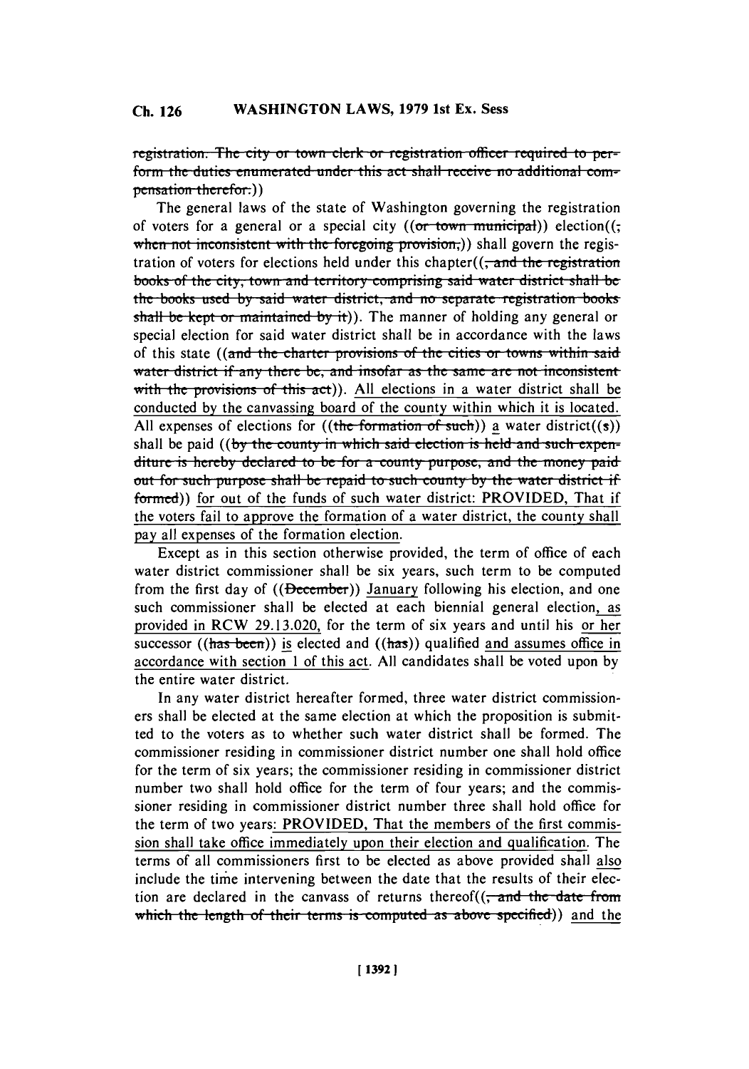registration. The city or town clerk or registration officer required to perform the duties enumerated under this act shall receive no additional compensation therefor.))

The general laws of the state of Washington governing the registration of voters for a general or a special city ((or town municipal)) election((; when not inconsistent with the foregoing provision,)) shall govern the registration of voters for elections held under this chapter((, and the registration books of the city, town and territory comprising said water district shall be the books used by said water district, and no separate registration books shall be kept or maintained by it)). The manner of holding any general or special election for said water district shall be in accordance with the laws of this state ((and the charter provisions of the cities or towns within said water district if any there be, and insofar as the same are not inconsistent with the provisions of this act)). All elections in a water district shall be conducted by the canvassing board of the county within which it is located. All expenses of elections for ((the formation of such)) a water district((s)) shall be paid ((by the county in which said election is held and such expenditure is hereby declared to be for a county purpose, and the money paid out for such purpose shall be repaid to such county by the water district if formed)) for out of the funds of such water district: PROVIDED, That if the voters fail to approve the formation of a water district, the county shall pay all expenses of the formation election.

Except as in this section otherwise provided, the term of office of each water district commissioner shall be six years, such term to be computed from the first day of ((December)) January following his election, and one such commissioner shall be elected at each biennial general election, as provided in RCW 29.13.020, for the term of six years and until his or her successor ((has been)) is elected and ((has)) qualified and assumes office in accordance with section 1 of this act. All candidates shall be voted upon by the entire water district.

In any water district hereafter formed, three water district commissioners shall be elected at the same election at which the proposition is submitted to the voters as to whether such water district shall be formed. The commissioner residing in commissioner district number one shall hold office for the term of six years; the commissioner residing in commissioner district number two shall hold office for the term of four years; and the commissioner residing in commissioner district number three shall hold office for the term of two years: PROVIDED, That the members of the first commission shall take office immediately upon their election and qualification. The terms of all commissioners first to be elected as above provided shall also include the time intervening between the date that the results of their election are declared in the canvass of returns thereof((, and the date from which the length of their terms is computed as above specified)) and the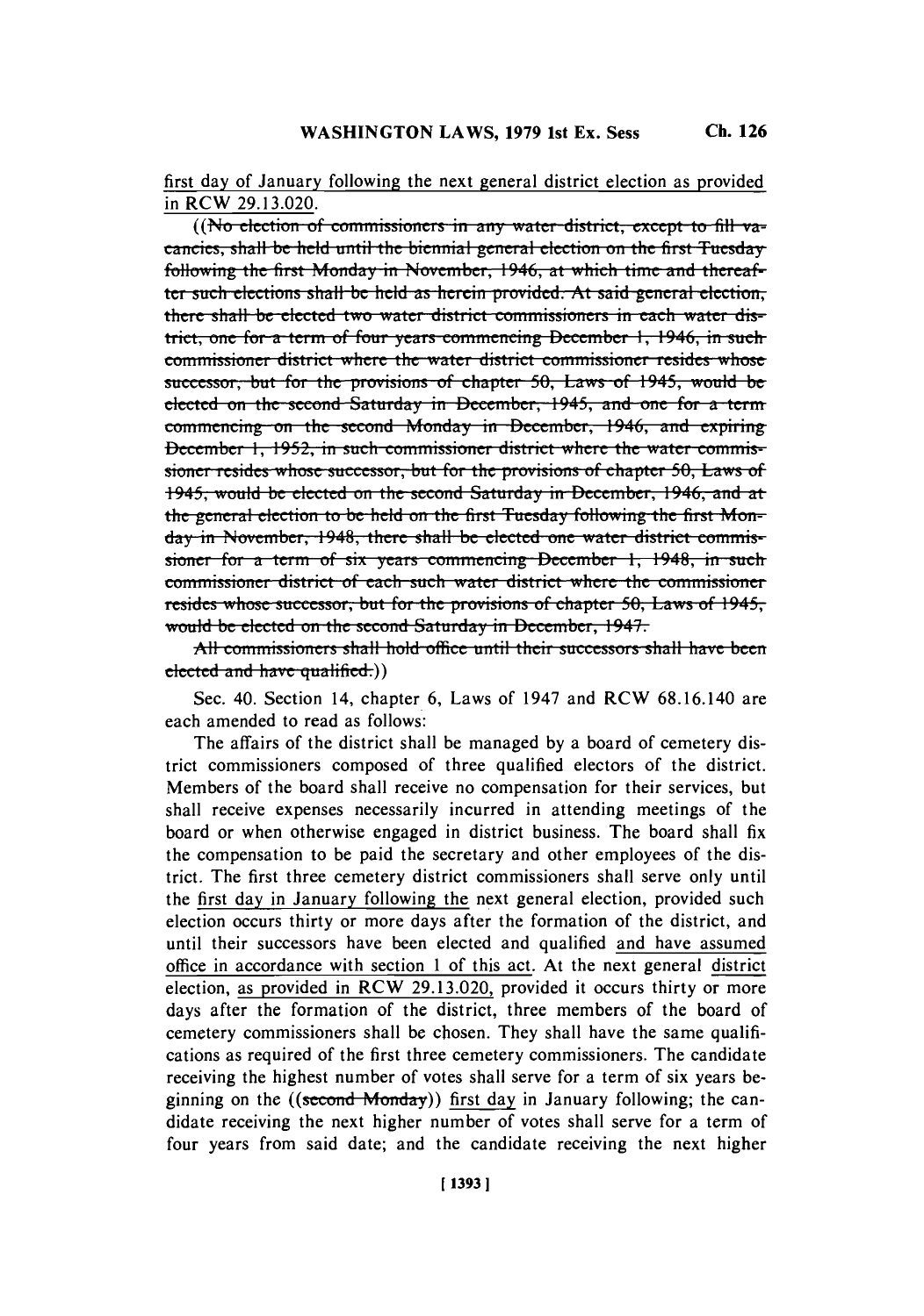first day of January following the next general district election as provided in RCW 29.13.020.

((~~No election of commissioners in any water district, except to fill vacancies, shall be held until the biennial general election on the first Tuesday following the first Monday in November, 1946, at which time and thereafter such elections shall be held as herein provided. At said general election, there shall be elected two water district commissioners in each water district, one for a term of four years commencing December 1, 1946, in such commissioner district where the water district commissioner resides whose successor, but for the provisions of chapter 50, Laws of 1945, would be elected on the second Saturday in December, 1945, and one for a term commencing on the second Monday in December, 1946, and expiring December 1, 1952, in such commissioner district where the water commissioner resides whose successor, but for the provisions of chapter 50, Laws of 1945, would be elected on the second Saturday in December, 1946, and at the general election to be held on the first Tuesday following the first Monday in November, 1948, there shall be elected one water district commissioner for a term of six years commencing December 1, 1948, in such commissioner district of each such water district where the commissioner resides whose successor, but for the provisions of chapter 50, Laws of 1945, would be elected on the second Saturday in December, 1947.~~

~~All commissioners shall hold office until their successors shall have been elected and have qualified.~~))

Sec. 40. Section 14, chapter 6, Laws of 1947 and RCW 68.16.140 are each amended to read as follows:

The affairs of the district shall be managed by a board of cemetery district commissioners composed of three qualified electors of the district. Members of the board shall receive no compensation for their services, but shall receive expenses necessarily incurred in attending meetings of the board or when otherwise engaged in district business. The board shall fix the compensation to be paid the secretary and other employees of the district. The first three cemetery district commissioners shall serve only until the first day in January following the next general election, provided such election occurs thirty or more days after the formation of the district, and until their successors have been elected and qualified and have assumed office in accordance with section 1 of this act. At the next general district election, as provided in RCW 29.13.020, provided it occurs thirty or more days after the formation of the district, three members of the board of cemetery commissioners shall be chosen. They shall have the same qualifications as required of the first three cemetery commissioners. The candidate receiving the highest number of votes shall serve for a term of six years beginning on the ((~~second Monday~~)) first day in January following; the candidate receiving the next higher number of votes shall serve for a term of four years from said date; and the candidate receiving the next higher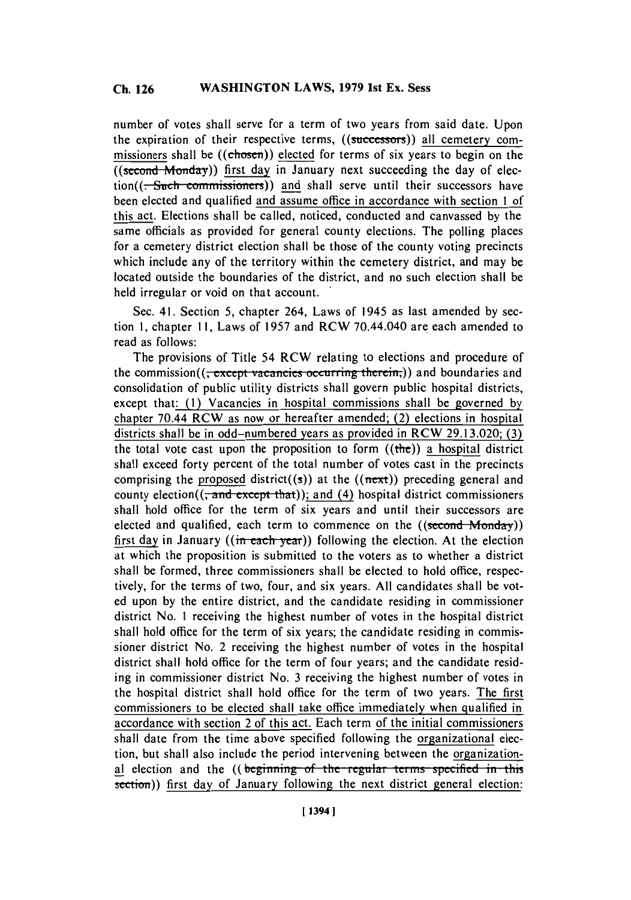number of votes shall serve for a term of two years from said date. Upon the expiration of their respective terms, ((~~successors~~)) all cemetery commissioners shall be ((~~chosen~~)) elected for terms of six years to begin on the ((~~second Monday~~)) first day in January next succeeding the day of election((~~. Such commissioners~~)) and shall serve until their successors have been elected and qualified and assume office in accordance with section 1 of this act. Elections shall be called, noticed, conducted and canvassed by the same officials as provided for general county elections. The polling places for a cemetery district election shall be those of the county voting precincts which include any of the territory within the cemetery district, and may be located outside the boundaries of the district, and no such election shall be held irregular or void on that account.

Sec. 41. Section 5, chapter 264, Laws of 1945 as last amended by section 1, chapter 11, Laws of 1957 and RCW 70.44.040 are each amended to read as follows:

The provisions of Title 54 RCW relating to elections and procedure of the commission((~~, except vacancies occurring therein,~~)) and boundaries and consolidation of public utility districts shall govern public hospital districts, except that: (1) Vacancies in hospital commissions shall be governed by chapter 70.44 RCW as now or hereafter amended; (2) elections in hospital districts shall be in odd-numbered years as provided in RCW 29.13.020; (3) the total vote cast upon the proposition to form ((~~the~~)) a hospital district shall exceed forty percent of the total number of votes cast in the precincts comprising the proposed district((~~s~~)) at the ((~~next~~)) preceding general and county election((~~, and except that~~)); and (4) hospital district commissioners shall hold office for the term of six years and until their successors are elected and qualified, each term to commence on the ((~~second Monday~~)) first day in January ((~~in each year~~)) following the election. At the election at which the proposition is submitted to the voters as to whether a district shall be formed, three commissioners shall be elected to hold office, respectively, for the terms of two, four, and six years. All candidates shall be voted upon by the entire district, and the candidate residing in commissioner district No. 1 receiving the highest number of votes in the hospital district shall hold office for the term of six years; the candidate residing in commissioner district No. 2 receiving the highest number of votes in the hospital district shall hold office for the term of four years; and the candidate residing in commissioner district No. 3 receiving the highest number of votes in the hospital district shall hold office for the term of two years. The first commissioners to be elected shall take office immediately when qualified in accordance with section 2 of this act. Each term of the initial commissioners shall date from the time above specified following the organizational election, but shall also include the period intervening between the organizational election and the ((~~beginning of the regular terms specified in this section~~)) first day of January following the next district general election: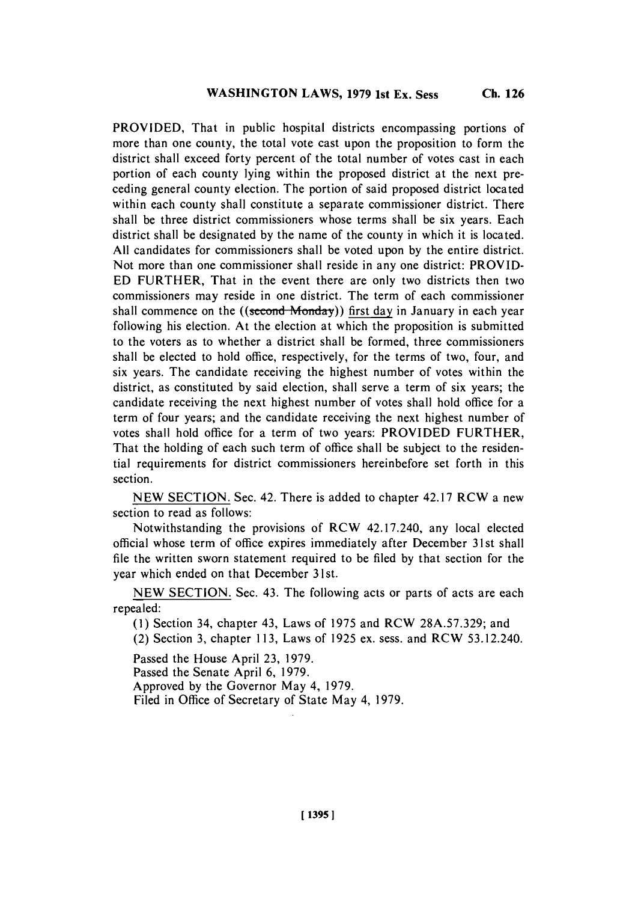PROVIDED, That in public hospital districts encompassing portions of more than one county, the total vote cast upon the proposition to form the district shall exceed forty percent of the total number of votes cast in each portion of each county lying within the proposed district at the next preceding general county election. The portion of said proposed district located within each county shall constitute a separate commissioner district. There shall be three district commissioners whose terms shall be six years. Each district shall be designated by the name of the county in which it is located. All candidates for commissioners shall be voted upon by the entire district. Not more than one commissioner shall reside in any one district: PROVIDED FURTHER, That in the event there are only two districts then two commissioners may reside in one district. The term of each commissioner shall commence on the ((~~second Monday~~)) first day in January in each year following his election. At the election at which the proposition is submitted to the voters as to whether a district shall be formed, three commissioners shall be elected to hold office, respectively, for the terms of two, four, and six years. The candidate receiving the highest number of votes within the district, as constituted by said election, shall serve a term of six years; the candidate receiving the next highest number of votes shall hold office for a term of four years; and the candidate receiving the next highest number of votes shall hold office for a term of two years: PROVIDED FURTHER, That the holding of each such term of office shall be subject to the residential requirements for district commissioners hereinbefore set forth in this section.

NEW SECTION. Sec. 42. There is added to chapter 42.17 RCW a new section to read as follows:

Notwithstanding the provisions of RCW 42.17.240, any local elected official whose term of office expires immediately after December 31st shall file the written sworn statement required to be filed by that section for the year which ended on that December 31st.

NEW SECTION. Sec. 43. The following acts or parts of acts are each repealed:

(1) Section 34, chapter 43, Laws of 1975 and RCW 28A.57.329; and

(2) Section 3, chapter 113, Laws of 1925 ex. sess. and RCW 53.12.240.

Passed the House April 23, 1979.
Passed the Senate April 6, 1979.
Approved by the Governor May 4, 1979.
Filed in Office of Secretary of State May 4, 1979.